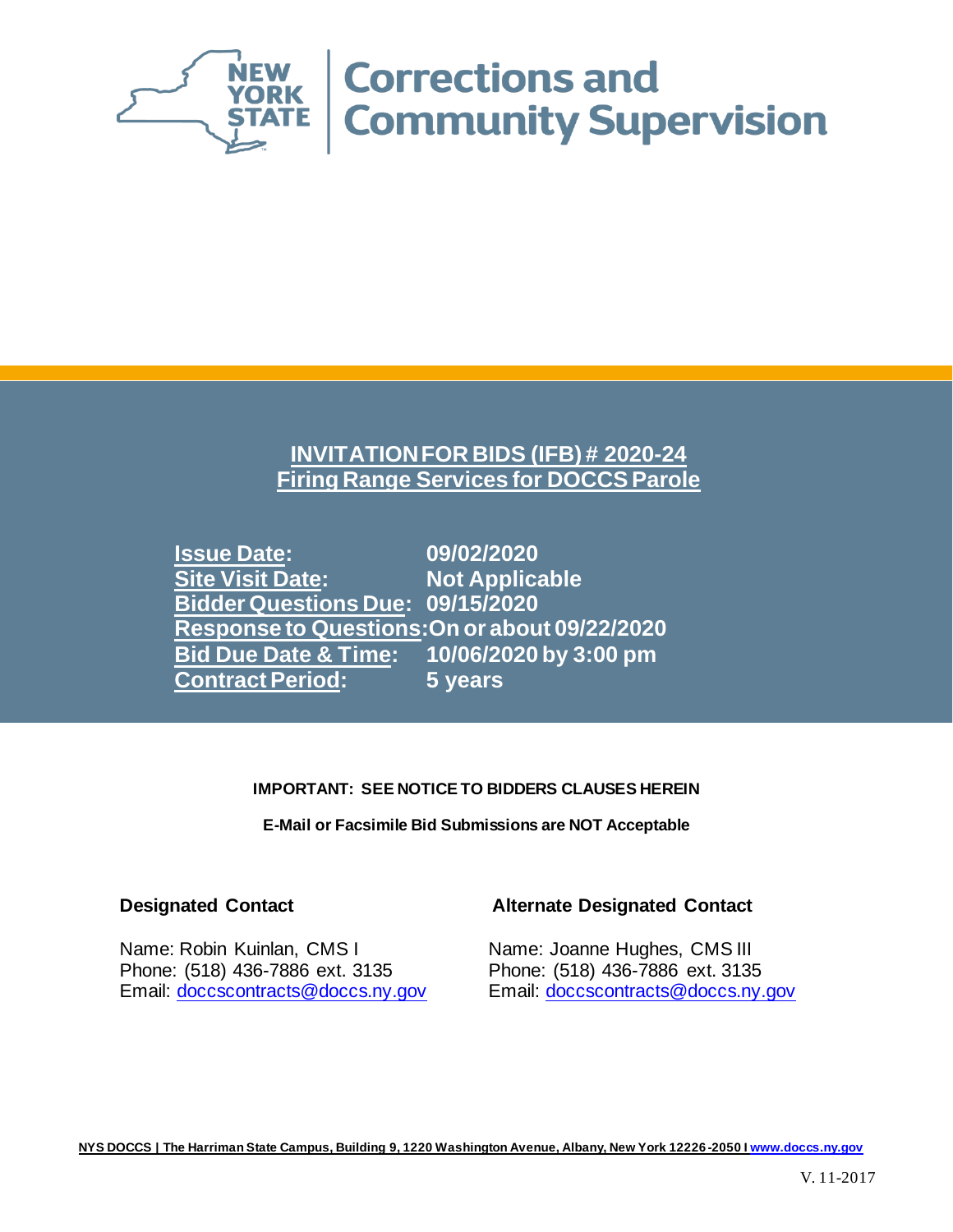NEW YORK STATE | Corrections and Community Supervision

# INVITATION FOR BIDS (IFB) # 2020-24
# Firing Range Services for DOCCS Parole

| | |
|---|---|
| **Issue Date:** | **09/02/2020** |
| **Site Visit Date:** | **Not Applicable** |
| **Bidder Questions Due:** | **09/15/2020** |
| **Response to Questions:** | **On or about 09/22/2020** |
| **Bid Due Date & Time:** | **10/06/2020 by 3:00 pm** |
| **Contract Period:** | **5 years** |

**IMPORTANT: SEE NOTICE TO BIDDERS CLAUSES HEREIN**

**E-Mail or Facsimile Bid Submissions are NOT Acceptable**

**Designated Contact**

Name: Robin Kuinlan, CMS I
Phone: (518) 436-7886 ext. 3135
Email: doccscontracts@doccs.ny.gov

**Alternate Designated Contact**

Name: Joanne Hughes, CMS III
Phone: (518) 436-7886 ext. 3135
Email: doccscontracts@doccs.ny.gov

**NYS DOCCS | The Harriman State Campus, Building 9, 1220 Washington Avenue, Albany, New York 12226-2050 I www.doccs.ny.gov**

V. 11-2017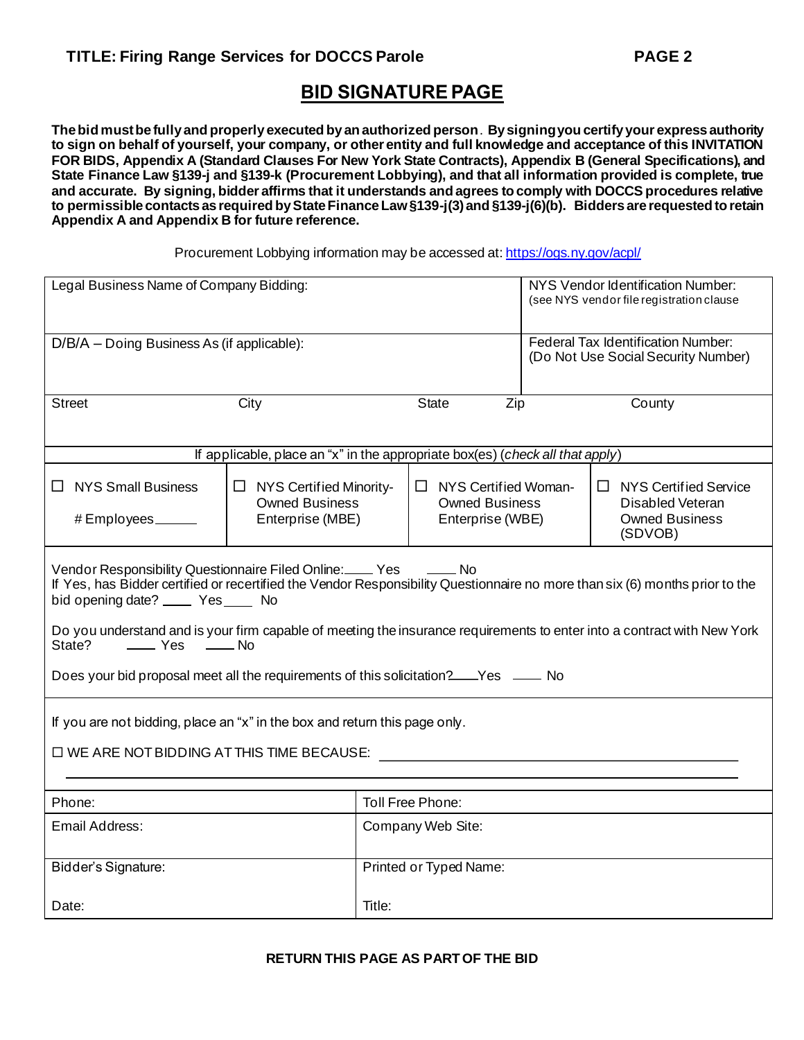## BID SIGNATURE PAGE

**The bid must be fully and properly executed by an authorized person. By signing you certify your express authority to sign on behalf of yourself, your company, or other entity and full knowledge and acceptance of this INVITATION FOR BIDS, Appendix A (Standard Clauses For New York State Contracts), Appendix B (General Specifications), and State Finance Law §139-j and §139-k (Procurement Lobbying), and that all information provided is complete, true and accurate. By signing, bidder affirms that it understands and agrees to comply with DOCCS procedures relative to permissible contacts as required by State Finance Law §139-j(3) and §139-j(6)(b). Bidders are requested to retain Appendix A and Appendix B for future reference.**

Procurement Lobbying information may be accessed at: https://ogs.ny.gov/acpl/

| | | | |
|---|---|---|---|
| Legal Business Name of Company Bidding: | | | NYS Vendor Identification Number: (see NYS vendor file registration clause |
| D/B/A – Doing Business As (if applicable): | | | Federal Tax Identification Number: (Do Not Use Social Security Number) |
| Street | City | State Zip | County |

If applicable, place an "x" in the appropriate box(es) (*check all that apply*)

| | | | |
|---|---|---|---|
| ☐ NYS Small Business # Employees______ | ☐ NYS Certified Minority-Owned Business Enterprise (MBE) | ☐ NYS Certified Woman-Owned Business Enterprise (WBE) | ☐ NYS Certified Service Disabled Veteran Owned Business (SDVOB) |

Vendor Responsibility Questionnaire Filed Online:____ Yes ____ No
If Yes, has Bidder certified or recertified the Vendor Responsibility Questionnaire no more than six (6) months prior to the bid opening date? ____ Yes____ No

Do you understand and is your firm capable of meeting the insurance requirements to enter into a contract with New York State? ____ Yes ____ No

Does your bid proposal meet all the requirements of this solicitation?____Yes ____ No

If you are not bidding, place an "x" in the box and return this page only.

☐ WE ARE NOT BIDDING AT THIS TIME BECAUSE: ______________________________________________

______________________________________________________________________________

| | |
|---|---|
| Phone: | Toll Free Phone: |
| Email Address: | Company Web Site: |
| Bidder's Signature: | Printed or Typed Name: |
| Date: | Title: |

**RETURN THIS PAGE AS PART OF THE BID**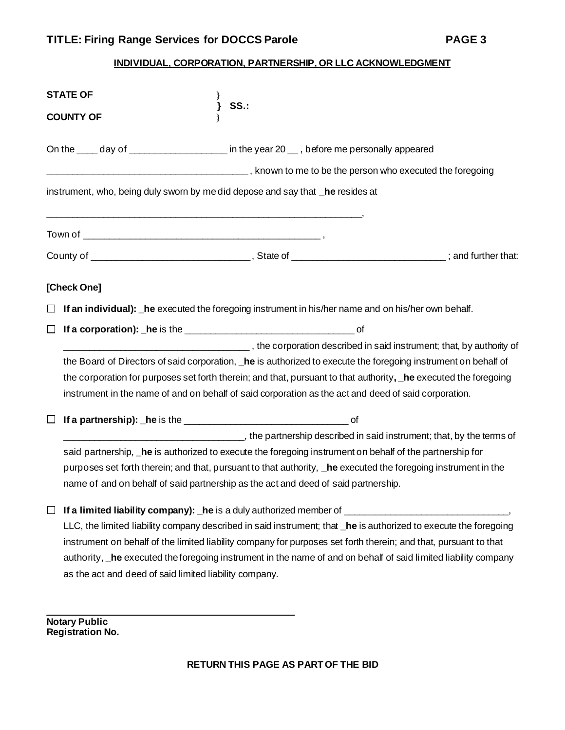**INDIVIDUAL, CORPORATION, PARTNERSHIP, OR LLC ACKNOWLEDGMENT**

**STATE OF** }
} **SS.:**
**COUNTY OF** }

On the ____ day of ___________________ in the year 20 __ , before me personally appeared

______________________________________ , known to me to be the person who executed the foregoing

instrument, who, being duly sworn by me did depose and say that **_he** resides at

_______________________________________________________________,

Town of _______________________________________________ ,

County of ______________________________ , State of ____________________________ ; and further that:

**[Check One]**

☐ **If an individual): _he** executed the foregoing instrument in his/her name and on his/her own behalf.

☐ **If a corporation): _he** is the _________________________________ of ___________________________________ , the corporation described in said instrument; that, by authority of the Board of Directors of said corporation, **_he** is authorized to execute the foregoing instrument on behalf of the corporation for purposes set forth therein; and that, pursuant to that authority**, _he** executed the foregoing instrument in the name of and on behalf of said corporation as the act and deed of said corporation.

☐ **If a partnership): _he** is the _______________________________ of __________________________________, the partnership described in said instrument; that, by the terms of said partnership, **_he** is authorized to execute the foregoing instrument on behalf of the partnership for purposes set forth therein; and that, pursuant to that authority, **_he** executed the foregoing instrument in the name of and on behalf of said partnership as the act and deed of said partnership.

☐ **If a limited liability company): _he** is a duly authorized member of ________________________________, LLC, the limited liability company described in said instrument; that **_he** is authorized to execute the foregoing instrument on behalf of the limited liability company for purposes set forth therein; and that, pursuant to that authority, **_he** executed the foregoing instrument in the name of and on behalf of said limited liability company as the act and deed of said limited liability company.

______________________________________________

**Notary Public**
**Registration No.**

**RETURN THIS PAGE AS PART OF THE BID**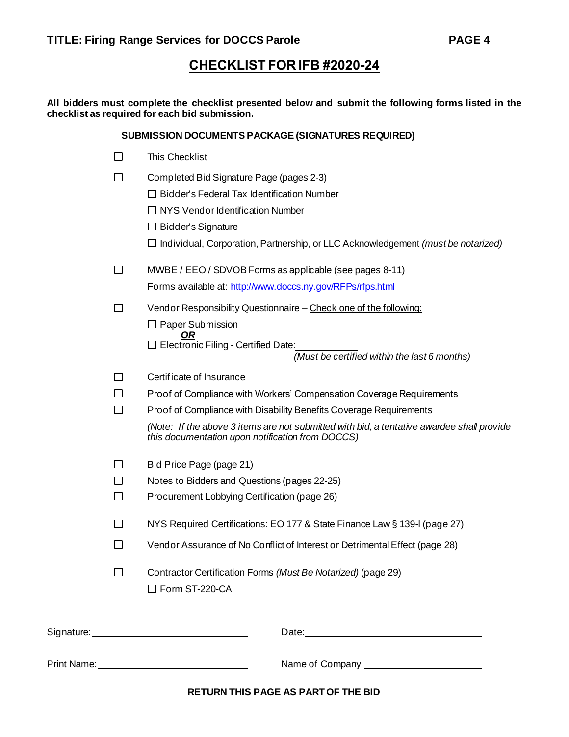# CHECKLIST FOR IFB #2020-24

**All bidders must complete the checklist presented below and submit the following forms listed in the checklist as required for each bid submission.**

## SUBMISSION DOCUMENTS PACKAGE (SIGNATURES REQUIRED)

- ☐ This Checklist
- ☐ Completed Bid Signature Page (pages 2-3)
  - ☐ Bidder's Federal Tax Identification Number
  - ☐ NYS Vendor Identification Number
  - ☐ Bidder's Signature
  - ☐ Individual, Corporation, Partnership, or LLC Acknowledgement *(must be notarized)*
- ☐ MWBE / EEO / SDVOB Forms as applicable (see pages 8-11)
  
  Forms available at: [http://www.doccs.ny.gov/RFPs/rfps.html](http://www.doccs.ny.gov/RFPs/rfps.html)
- ☐ Vendor Responsibility Questionnaire – Check one of the following:
  - ☐ Paper Submission
  
    ***OR***
  - ☐ Electronic Filing - Certified Date:____________
  
    *(Must be certified within the last 6 months)*
- ☐ Certificate of Insurance
- ☐ Proof of Compliance with Workers' Compensation Coverage Requirements
- ☐ Proof of Compliance with Disability Benefits Coverage Requirements

  *(Note: If the above 3 items are not submitted with bid, a tentative awardee shall provide this documentation upon notification from DOCCS)*
- ☐ Bid Price Page (page 21)
- ☐ Notes to Bidders and Questions (pages 22-25)
- ☐ Procurement Lobbying Certification (page 26)
- ☐ NYS Required Certifications: EO 177 & State Finance Law § 139-l (page 27)
- ☐ Vendor Assurance of No Conflict of Interest or Detrimental Effect (page 28)
- ☐ Contractor Certification Forms *(Must Be Notarized)* (page 29)
  - ☐ Form ST-220-CA

Signature:______________________________ Date:______________________________

Print Name:______________________________ Name of Company:______________________________

**RETURN THIS PAGE AS PART OF THE BID**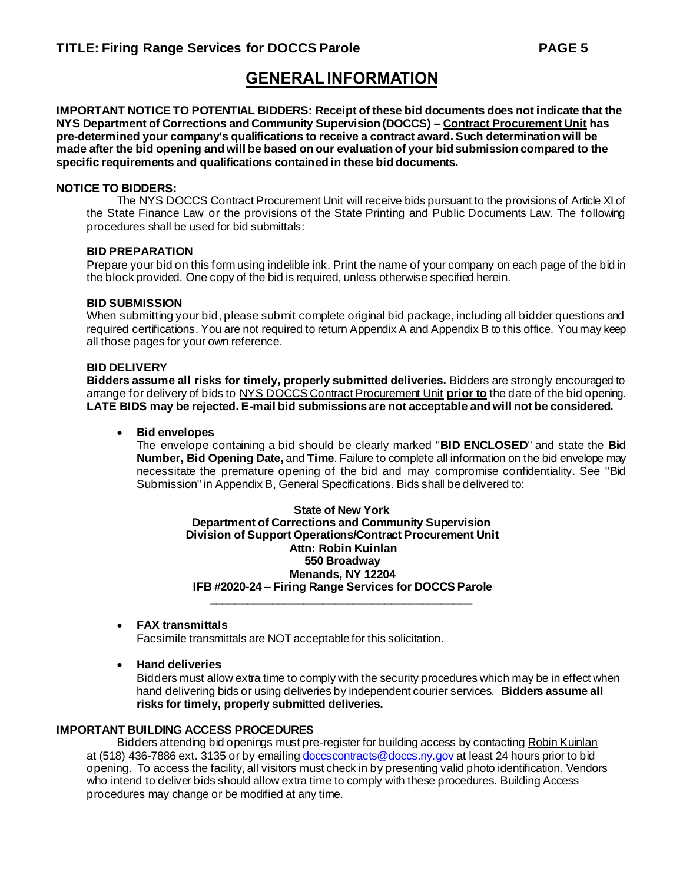## GENERAL INFORMATION

**IMPORTANT NOTICE TO POTENTIAL BIDDERS: Receipt of these bid documents does not indicate that the NYS Department of Corrections and Community Supervision (DOCCS) – Contract Procurement Unit has pre-determined your company's qualifications to receive a contract award. Such determination will be made after the bid opening and will be based on our evaluation of your bid submission compared to the specific requirements and qualifications contained in these bid documents.**

**NOTICE TO BIDDERS:**

The NYS DOCCS Contract Procurement Unit will receive bids pursuant to the provisions of Article XI of the State Finance Law or the provisions of the State Printing and Public Documents Law. The following procedures shall be used for bid submittals:

**BID PREPARATION**

Prepare your bid on this form using indelible ink. Print the name of your company on each page of the bid in the block provided. One copy of the bid is required, unless otherwise specified herein.

**BID SUBMISSION**

When submitting your bid, please submit complete original bid package, including all bidder questions and required certifications. You are not required to return Appendix A and Appendix B to this office. You may keep all those pages for your own reference.

**BID DELIVERY**

**Bidders assume all risks for timely, properly submitted deliveries.** Bidders are strongly encouraged to arrange for delivery of bids to NYS DOCCS Contract Procurement Unit **prior to** the date of the bid opening. **LATE BIDS may be rejected. E-mail bid submissions are not acceptable and will not be considered.**

- **Bid envelopes**

  The envelope containing a bid should be clearly marked "**BID ENCLOSED**" and state the **Bid Number, Bid Opening Date,** and **Time**. Failure to complete all information on the bid envelope may necessitate the premature opening of the bid and may compromise confidentiality. See "Bid Submission" in Appendix B, General Specifications. Bids shall be delivered to:

  **State of New York**
  **Department of Corrections and Community Supervision**
  **Division of Support Operations/Contract Procurement Unit**
  **Attn: Robin Kuinlan**
  **550 Broadway**
  **Menands, NY 12204**
  **IFB #2020-24 – Firing Range Services for DOCCS Parole**

- **FAX transmittals**

  Facsimile transmittals are NOT acceptable for this solicitation.

- **Hand deliveries**

  Bidders must allow extra time to comply with the security procedures which may be in effect when hand delivering bids or using deliveries by independent courier services. **Bidders assume all risks for timely, properly submitted deliveries.**

**IMPORTANT BUILDING ACCESS PROCEDURES**

Bidders attending bid openings must pre-register for building access by contacting Robin Kuinlan at (518) 436-7886 ext. 3135 or by emailing doccscontracts@doccs.ny.gov at least 24 hours prior to bid opening. To access the facility, all visitors must check in by presenting valid photo identification. Vendors who intend to deliver bids should allow extra time to comply with these procedures. Building Access procedures may change or be modified at any time.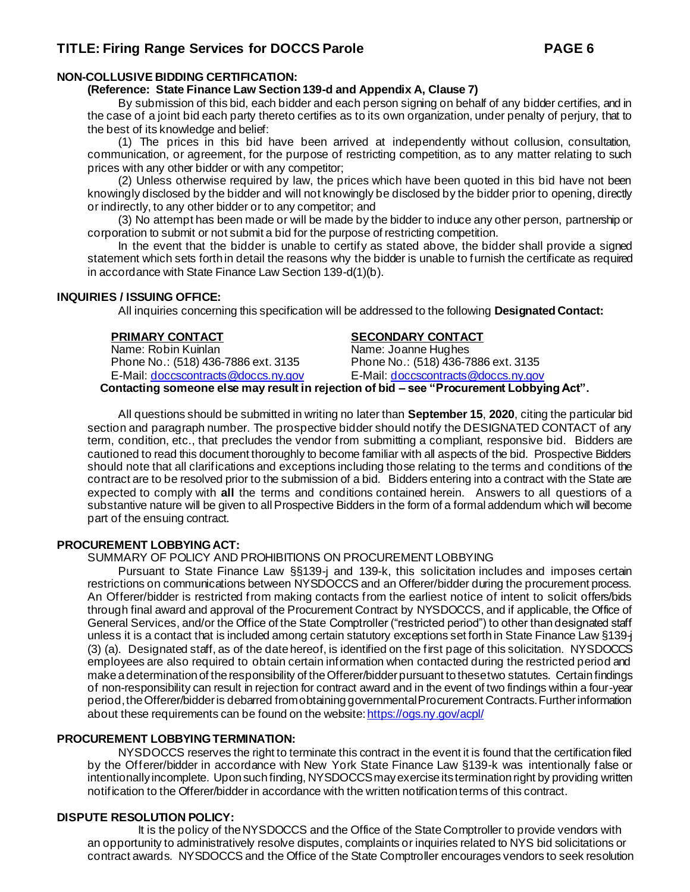**NON-COLLUSIVE BIDDING CERTIFICATION:**

**(Reference: State Finance Law Section 139-d and Appendix A, Clause 7)**

By submission of this bid, each bidder and each person signing on behalf of any bidder certifies, and in the case of a joint bid each party thereto certifies as to its own organization, under penalty of perjury, that to the best of its knowledge and belief:

(1) The prices in this bid have been arrived at independently without collusion, consultation, communication, or agreement, for the purpose of restricting competition, as to any matter relating to such prices with any other bidder or with any competitor;

(2) Unless otherwise required by law, the prices which have been quoted in this bid have not been knowingly disclosed by the bidder and will not knowingly be disclosed by the bidder prior to opening, directly or indirectly, to any other bidder or to any competitor; and

(3) No attempt has been made or will be made by the bidder to induce any other person, partnership or corporation to submit or not submit a bid for the purpose of restricting competition.

In the event that the bidder is unable to certify as stated above, the bidder shall provide a signed statement which sets forth in detail the reasons why the bidder is unable to furnish the certificate as required in accordance with State Finance Law Section 139-d(1)(b).

**INQUIRIES / ISSUING OFFICE:**

All inquiries concerning this specification will be addressed to the following **Designated Contact:**

| **PRIMARY CONTACT** | **SECONDARY CONTACT** |
| --- | --- |
| Name: Robin Kuinlan | Name: Joanne Hughes |
| Phone No.: (518) 436-7886 ext. 3135 | Phone No.: (518) 436-7886 ext. 3135 |
| E-Mail: doccscontracts@doccs.ny.gov | E-Mail: doccscontracts@doccs.ny.gov |

**Contacting someone else may result in rejection of bid – see "Procurement Lobbying Act".**

All questions should be submitted in writing no later than **September 15**, **2020**, citing the particular bid section and paragraph number. The prospective bidder should notify the DESIGNATED CONTACT of any term, condition, etc., that precludes the vendor from submitting a compliant, responsive bid. Bidders are cautioned to read this document thoroughly to become familiar with all aspects of the bid. Prospective Bidders should note that all clarifications and exceptions including those relating to the terms and conditions of the contract are to be resolved prior to the submission of a bid. Bidders entering into a contract with the State are expected to comply with **all** the terms and conditions contained herein. Answers to all questions of a substantive nature will be given to all Prospective Bidders in the form of a formal addendum which will become part of the ensuing contract.

**PROCUREMENT LOBBYING ACT:**

SUMMARY OF POLICY AND PROHIBITIONS ON PROCUREMENT LOBBYING

Pursuant to State Finance Law §§139-j and 139-k, this solicitation includes and imposes certain restrictions on communications between NYSDOCCS and an Offerer/bidder during the procurement process. An Offerer/bidder is restricted from making contacts from the earliest notice of intent to solicit offers/bids through final award and approval of the Procurement Contract by NYSDOCCS, and if applicable, the Office of General Services, and/or the Office of the State Comptroller ("restricted period") to other than designated staff unless it is a contact that is included among certain statutory exceptions set forth in State Finance Law §139-j (3) (a). Designated staff, as of the date hereof, is identified on the first page of this solicitation. NYSDOCCS employees are also required to obtain certain information when contacted during the restricted period and make a determination of the responsibility of the Offerer/bidder pursuant to these two statutes. Certain findings of non-responsibility can result in rejection for contract award and in the event of two findings within a four-year period, the Offerer/bidder is debarred from obtaining governmental Procurement Contracts. Further information about these requirements can be found on the website: https://ogs.ny.gov/acpl/

**PROCUREMENT LOBBYING TERMINATION:**

NYSDOCCS reserves the right to terminate this contract in the event it is found that the certification filed by the Offerer/bidder in accordance with New York State Finance Law §139-k was intentionally false or intentionally incomplete. Upon such finding, NYSDOCCS may exercise its termination right by providing written notification to the Offerer/bidder in accordance with the written notification terms of this contract.

**DISPUTE RESOLUTION POLICY:**

It is the policy of the NYSDOCCS and the Office of the State Comptroller to provide vendors with an opportunity to administratively resolve disputes, complaints or inquiries related to NYS bid solicitations or contract awards. NYSDOCCS and the Office of the State Comptroller encourages vendors to seek resolution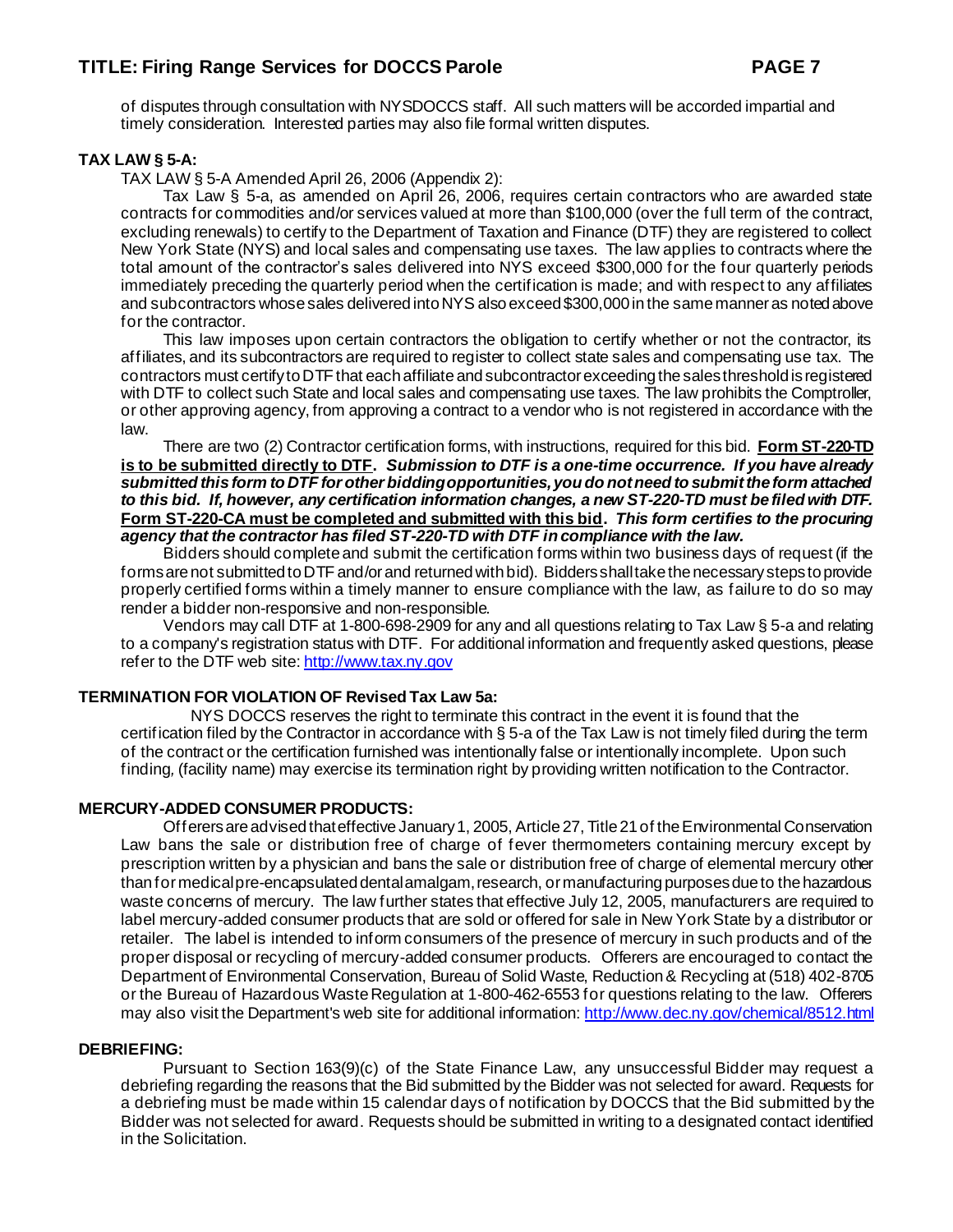of disputes through consultation with NYSDOCCS staff. All such matters will be accorded impartial and timely consideration. Interested parties may also file formal written disputes.

**TAX LAW § 5-A:**

TAX LAW § 5-A Amended April 26, 2006 (Appendix 2):

Tax Law § 5-a, as amended on April 26, 2006, requires certain contractors who are awarded state contracts for commodities and/or services valued at more than $100,000 (over the full term of the contract, excluding renewals) to certify to the Department of Taxation and Finance (DTF) they are registered to collect New York State (NYS) and local sales and compensating use taxes. The law applies to contracts where the total amount of the contractor's sales delivered into NYS exceed $300,000 for the four quarterly periods immediately preceding the quarterly period when the certification is made; and with respect to any affiliates and subcontractors whose sales delivered into NYS also exceed $300,000 in the same manner as noted above for the contractor.

This law imposes upon certain contractors the obligation to certify whether or not the contractor, its affiliates, and its subcontractors are required to register to collect state sales and compensating use tax. The contractors must certify to DTF that each affiliate and subcontractor exceeding the sales threshold is registered with DTF to collect such State and local sales and compensating use taxes. The law prohibits the Comptroller, or other approving agency, from approving a contract to a vendor who is not registered in accordance with the law.

There are two (2) Contractor certification forms, with instructions, required for this bid. **Form ST-220-TD is to be submitted directly to DTF.** ***Submission to DTF is a one-time occurrence. If you have already submitted this form to DTF for other bidding opportunities, you do not need to submit the form attached to this bid. If, however, any certification information changes, a new ST-220-TD must be filed with DTF.*** **Form ST-220-CA must be completed and submitted with this bid.** ***This form certifies to the procuring agency that the contractor has filed ST-220-TD with DTF in compliance with the law.***

Bidders should complete and submit the certification forms within two business days of request (if the forms are not submitted to DTF and/or and returned with bid). Bidders shall take the necessary steps to provide properly certified forms within a timely manner to ensure compliance with the law, as failure to do so may render a bidder non-responsive and non-responsible.

Vendors may call DTF at 1-800-698-2909 for any and all questions relating to Tax Law § 5-a and relating to a company's registration status with DTF. For additional information and frequently asked questions, please refer to the DTF web site: http://www.tax.ny.gov

**TERMINATION FOR VIOLATION OF Revised Tax Law 5a:**

NYS DOCCS reserves the right to terminate this contract in the event it is found that the certification filed by the Contractor in accordance with § 5-a of the Tax Law is not timely filed during the term of the contract or the certification furnished was intentionally false or intentionally incomplete. Upon such finding, (facility name) may exercise its termination right by providing written notification to the Contractor.

**MERCURY-ADDED CONSUMER PRODUCTS:**

Offerers are advised that effective January 1, 2005, Article 27, Title 21 of the Environmental Conservation Law bans the sale or distribution free of charge of fever thermometers containing mercury except by prescription written by a physician and bans the sale or distribution free of charge of elemental mercury other than for medical pre-encapsulated dental amalgam, research, or manufacturing purposes due to the hazardous waste concerns of mercury. The law further states that effective July 12, 2005, manufacturers are required to label mercury-added consumer products that are sold or offered for sale in New York State by a distributor or retailer. The label is intended to inform consumers of the presence of mercury in such products and of the proper disposal or recycling of mercury-added consumer products. Offerers are encouraged to contact the Department of Environmental Conservation, Bureau of Solid Waste, Reduction & Recycling at (518) 402-8705 or the Bureau of Hazardous Waste Regulation at 1-800-462-6553 for questions relating to the law. Offerers may also visit the Department's web site for additional information: http://www.dec.ny.gov/chemical/8512.html

**DEBRIEFING:**

Pursuant to Section 163(9)(c) of the State Finance Law, any unsuccessful Bidder may request a debriefing regarding the reasons that the Bid submitted by the Bidder was not selected for award. Requests for a debriefing must be made within 15 calendar days of notification by DOCCS that the Bid submitted by the Bidder was not selected for award. Requests should be submitted in writing to a designated contact identified in the Solicitation.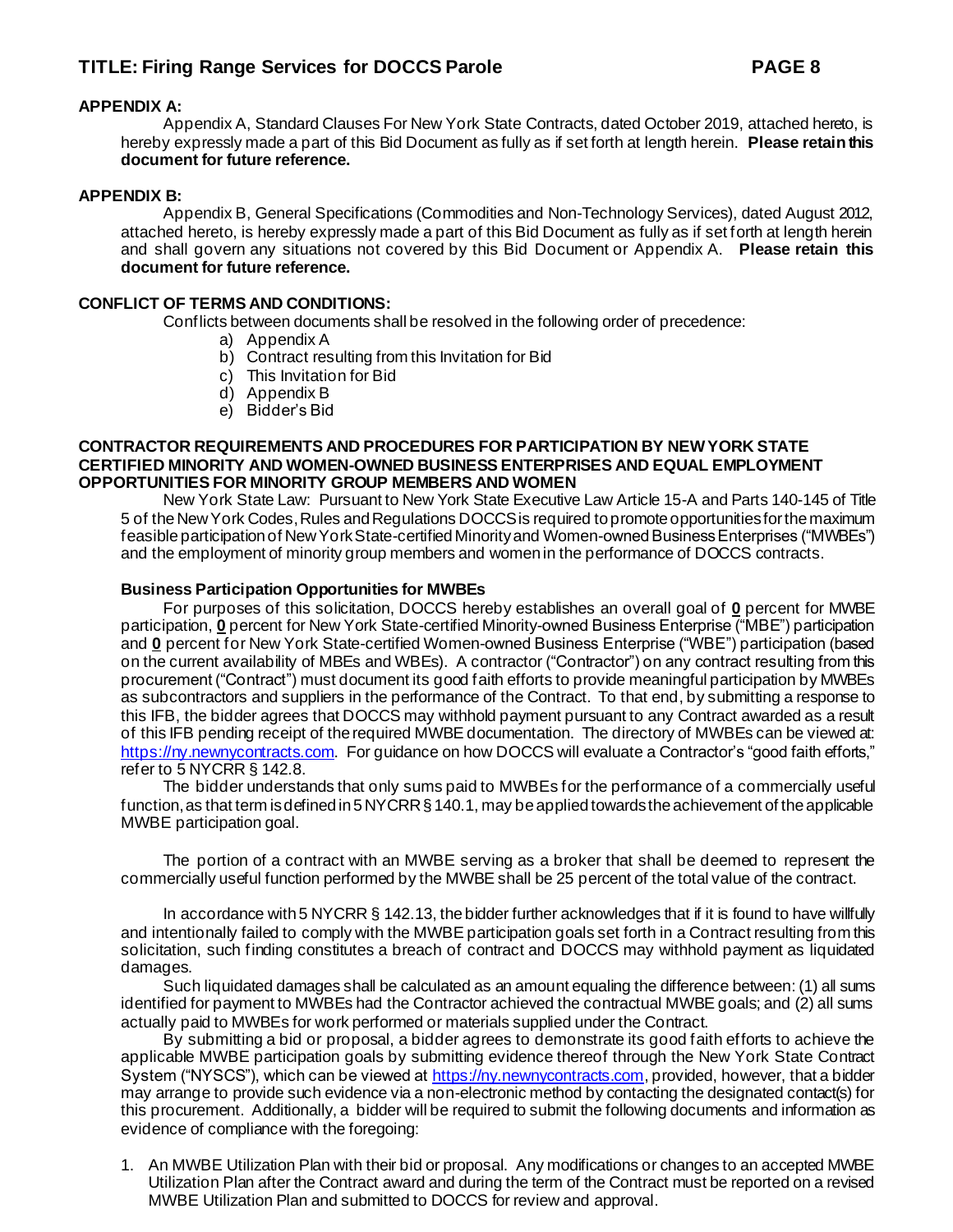**APPENDIX A:**

Appendix A, Standard Clauses For New York State Contracts, dated October 2019, attached hereto, is hereby expressly made a part of this Bid Document as fully as if set forth at length herein. **Please retain this document for future reference.**

**APPENDIX B:**

Appendix B, General Specifications (Commodities and Non-Technology Services), dated August 2012, attached hereto, is hereby expressly made a part of this Bid Document as fully as if set forth at length herein and shall govern any situations not covered by this Bid Document or Appendix A. **Please retain this document for future reference.**

**CONFLICT OF TERMS AND CONDITIONS:**

Conflicts between documents shall be resolved in the following order of precedence:

a) Appendix A
b) Contract resulting from this Invitation for Bid
c) This Invitation for Bid
d) Appendix B
e) Bidder's Bid

**CONTRACTOR REQUIREMENTS AND PROCEDURES FOR PARTICIPATION BY NEW YORK STATE CERTIFIED MINORITY AND WOMEN-OWNED BUSINESS ENTERPRISES AND EQUAL EMPLOYMENT OPPORTUNITIES FOR MINORITY GROUP MEMBERS AND WOMEN**

New York State Law: Pursuant to New York State Executive Law Article 15-A and Parts 140-145 of Title 5 of the New York Codes, Rules and Regulations DOCCS is required to promote opportunities for the maximum feasible participation of New York State-certified Minority and Women-owned Business Enterprises ("MWBEs") and the employment of minority group members and women in the performance of DOCCS contracts.

**Business Participation Opportunities for MWBEs**

For purposes of this solicitation, DOCCS hereby establishes an overall goal of **<u>0</u>** percent for MWBE participation, **<u>0</u>** percent for New York State-certified Minority-owned Business Enterprise ("MBE") participation and **<u>0</u>** percent for New York State-certified Women-owned Business Enterprise ("WBE") participation (based on the current availability of MBEs and WBEs). A contractor ("Contractor") on any contract resulting from this procurement ("Contract") must document its good faith efforts to provide meaningful participation by MWBEs as subcontractors and suppliers in the performance of the Contract. To that end, by submitting a response to this IFB, the bidder agrees that DOCCS may withhold payment pursuant to any Contract awarded as a result of this IFB pending receipt of the required MWBE documentation. The directory of MWBEs can be viewed at: https://ny.newnycontracts.com. For guidance on how DOCCS will evaluate a Contractor's "good faith efforts," refer to 5 NYCRR § 142.8.

The bidder understands that only sums paid to MWBEs for the performance of a commercially useful function, as that term is defined in 5 NYCRR § 140.1, may be applied towards the achievement of the applicable MWBE participation goal.

The portion of a contract with an MWBE serving as a broker that shall be deemed to represent the commercially useful function performed by the MWBE shall be 25 percent of the total value of the contract.

In accordance with 5 NYCRR § 142.13, the bidder further acknowledges that if it is found to have willfully and intentionally failed to comply with the MWBE participation goals set forth in a Contract resulting from this solicitation, such finding constitutes a breach of contract and DOCCS may withhold payment as liquidated damages.

Such liquidated damages shall be calculated as an amount equaling the difference between: (1) all sums identified for payment to MWBEs had the Contractor achieved the contractual MWBE goals; and (2) all sums actually paid to MWBEs for work performed or materials supplied under the Contract.

By submitting a bid or proposal, a bidder agrees to demonstrate its good faith efforts to achieve the applicable MWBE participation goals by submitting evidence thereof through the New York State Contract System ("NYSCS"), which can be viewed at https://ny.newnycontracts.com, provided, however, that a bidder may arrange to provide such evidence via a non-electronic method by contacting the designated contact(s) for this procurement. Additionally, a bidder will be required to submit the following documents and information as evidence of compliance with the foregoing:

1. An MWBE Utilization Plan with their bid or proposal. Any modifications or changes to an accepted MWBE Utilization Plan after the Contract award and during the term of the Contract must be reported on a revised MWBE Utilization Plan and submitted to DOCCS for review and approval.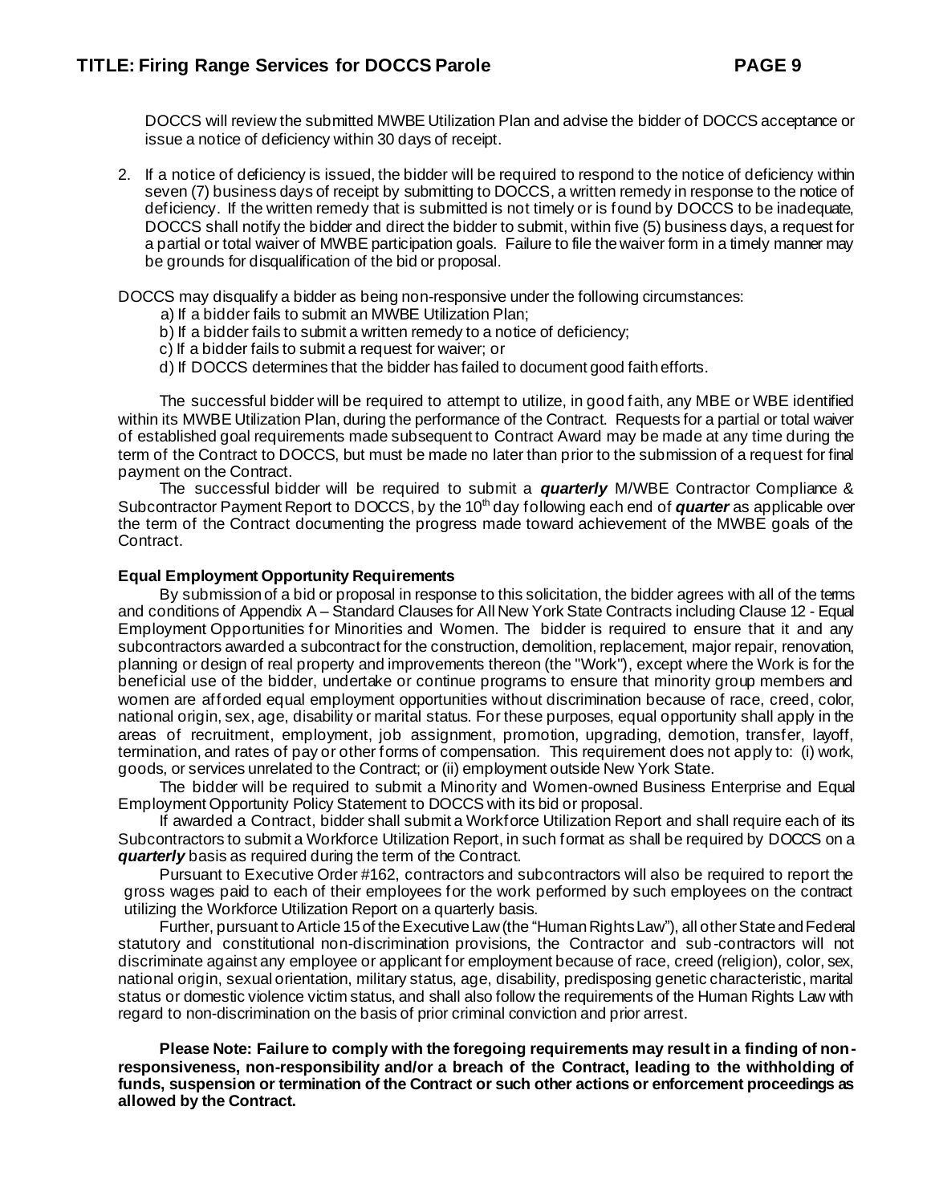DOCCS will review the submitted MWBE Utilization Plan and advise the bidder of DOCCS acceptance or issue a notice of deficiency within 30 days of receipt.

2. If a notice of deficiency is issued, the bidder will be required to respond to the notice of deficiency within seven (7) business days of receipt by submitting to DOCCS, a written remedy in response to the notice of deficiency. If the written remedy that is submitted is not timely or is found by DOCCS to be inadequate, DOCCS shall notify the bidder and direct the bidder to submit, within five (5) business days, a request for a partial or total waiver of MWBE participation goals. Failure to file the waiver form in a timely manner may be grounds for disqualification of the bid or proposal.

DOCCS may disqualify a bidder as being non-responsive under the following circumstances:

a) If a bidder fails to submit an MWBE Utilization Plan;
b) If a bidder fails to submit a written remedy to a notice of deficiency;
c) If a bidder fails to submit a request for waiver; or
d) If DOCCS determines that the bidder has failed to document good faith efforts.

The successful bidder will be required to attempt to utilize, in good faith, any MBE or WBE identified within its MWBE Utilization Plan, during the performance of the Contract. Requests for a partial or total waiver of established goal requirements made subsequent to Contract Award may be made at any time during the term of the Contract to DOCCS, but must be made no later than prior to the submission of a request for final payment on the Contract.

The successful bidder will be required to submit a ***quarterly*** M/WBE Contractor Compliance & Subcontractor Payment Report to DOCCS, by the 10th day following each end of ***quarter*** as applicable over the term of the Contract documenting the progress made toward achievement of the MWBE goals of the Contract.

**Equal Employment Opportunity Requirements**

By submission of a bid or proposal in response to this solicitation, the bidder agrees with all of the terms and conditions of Appendix A – Standard Clauses for All New York State Contracts including Clause 12 - Equal Employment Opportunities for Minorities and Women. The bidder is required to ensure that it and any subcontractors awarded a subcontract for the construction, demolition, replacement, major repair, renovation, planning or design of real property and improvements thereon (the "Work"), except where the Work is for the beneficial use of the bidder, undertake or continue programs to ensure that minority group members and women are afforded equal employment opportunities without discrimination because of race, creed, color, national origin, sex, age, disability or marital status. For these purposes, equal opportunity shall apply in the areas of recruitment, employment, job assignment, promotion, upgrading, demotion, transfer, layoff, termination, and rates of pay or other forms of compensation. This requirement does not apply to: (i) work, goods, or services unrelated to the Contract; or (ii) employment outside New York State.

The bidder will be required to submit a Minority and Women-owned Business Enterprise and Equal Employment Opportunity Policy Statement to DOCCS with its bid or proposal.

If awarded a Contract, bidder shall submit a Workforce Utilization Report and shall require each of its Subcontractors to submit a Workforce Utilization Report, in such format as shall be required by DOCCS on a ***quarterly*** basis as required during the term of the Contract.

Pursuant to Executive Order #162, contractors and subcontractors will also be required to report the gross wages paid to each of their employees for the work performed by such employees on the contract utilizing the Workforce Utilization Report on a quarterly basis.

Further, pursuant to Article 15 of the Executive Law (the "Human Rights Law"), all other State and Federal statutory and constitutional non-discrimination provisions, the Contractor and sub-contractors will not discriminate against any employee or applicant for employment because of race, creed (religion), color, sex, national origin, sexual orientation, military status, age, disability, predisposing genetic characteristic, marital status or domestic violence victim status, and shall also follow the requirements of the Human Rights Law with regard to non-discrimination on the basis of prior criminal conviction and prior arrest.

**Please Note: Failure to comply with the foregoing requirements may result in a finding of non-responsiveness, non-responsibility and/or a breach of the Contract, leading to the withholding of funds, suspension or termination of the Contract or such other actions or enforcement proceedings as allowed by the Contract.**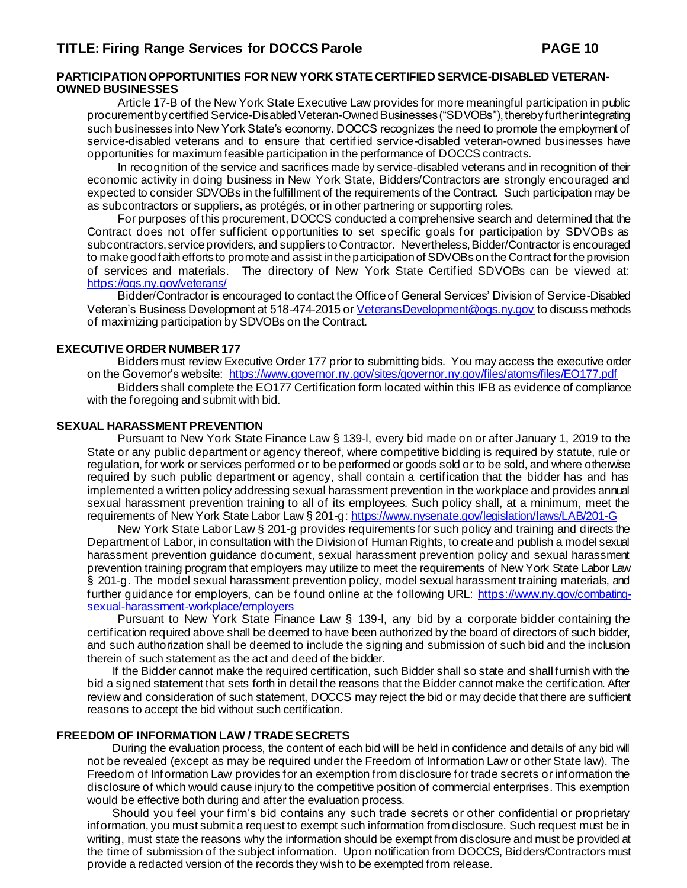## PARTICIPATION OPPORTUNITIES FOR NEW YORK STATE CERTIFIED SERVICE-DISABLED VETERAN-OWNED BUSINESSES

Article 17-B of the New York State Executive Law provides for more meaningful participation in public procurement by certified Service-Disabled Veteran-Owned Businesses ("SDVOBs"), thereby further integrating such businesses into New York State's economy. DOCCS recognizes the need to promote the employment of service-disabled veterans and to ensure that certified service-disabled veteran-owned businesses have opportunities for maximum feasible participation in the performance of DOCCS contracts.

In recognition of the service and sacrifices made by service-disabled veterans and in recognition of their economic activity in doing business in New York State, Bidders/Contractors are strongly encouraged and expected to consider SDVOBs in the fulfillment of the requirements of the Contract. Such participation may be as subcontractors or suppliers, as protégés, or in other partnering or supporting roles.

For purposes of this procurement, DOCCS conducted a comprehensive search and determined that the Contract does not offer sufficient opportunities to set specific goals for participation by SDVOBs as subcontractors, service providers, and suppliers to Contractor. Nevertheless, Bidder/Contractor is encouraged to make good faith efforts to promote and assist in the participation of SDVOBs on the Contract for the provision of services and materials. The directory of New York State Certified SDVOBs can be viewed at: https://ogs.ny.gov/veterans/

Bidder/Contractor is encouraged to contact the Office of General Services' Division of Service-Disabled Veteran's Business Development at 518-474-2015 or VeteransDevelopment@ogs.ny.gov to discuss methods of maximizing participation by SDVOBs on the Contract.

## EXECUTIVE ORDER NUMBER 177

Bidders must review Executive Order 177 prior to submitting bids. You may access the executive order on the Governor's website: https://www.governor.ny.gov/sites/governor.ny.gov/files/atoms/files/EO177.pdf

Bidders shall complete the EO177 Certification form located within this IFB as evidence of compliance with the foregoing and submit with bid.

## SEXUAL HARASSMENT PREVENTION

Pursuant to New York State Finance Law § 139-l, every bid made on or after January 1, 2019 to the State or any public department or agency thereof, where competitive bidding is required by statute, rule or regulation, for work or services performed or to be performed or goods sold or to be sold, and where otherwise required by such public department or agency, shall contain a certification that the bidder has and has implemented a written policy addressing sexual harassment prevention in the workplace and provides annual sexual harassment prevention training to all of its employees. Such policy shall, at a minimum, meet the requirements of New York State Labor Law § 201-g: https://www.nysenate.gov/legislation/laws/LAB/201-G

New York State Labor Law § 201-g provides requirements for such policy and training and directs the Department of Labor, in consultation with the Division of Human Rights, to create and publish a model sexual harassment prevention guidance document, sexual harassment prevention policy and sexual harassment prevention training program that employers may utilize to meet the requirements of New York State Labor Law § 201-g. The model sexual harassment prevention policy, model sexual harassment training materials, and further guidance for employers, can be found online at the following URL: https://www.ny.gov/combating-sexual-harassment-workplace/employers

Pursuant to New York State Finance Law § 139-l, any bid by a corporate bidder containing the certification required above shall be deemed to have been authorized by the board of directors of such bidder, and such authorization shall be deemed to include the signing and submission of such bid and the inclusion therein of such statement as the act and deed of the bidder.

If the Bidder cannot make the required certification, such Bidder shall so state and shall furnish with the bid a signed statement that sets forth in detail the reasons that the Bidder cannot make the certification. After review and consideration of such statement, DOCCS may reject the bid or may decide that there are sufficient reasons to accept the bid without such certification.

## FREEDOM OF INFORMATION LAW / TRADE SECRETS

During the evaluation process, the content of each bid will be held in confidence and details of any bid will not be revealed (except as may be required under the Freedom of Information Law or other State law). The Freedom of Information Law provides for an exemption from disclosure for trade secrets or information the disclosure of which would cause injury to the competitive position of commercial enterprises. This exemption would be effective both during and after the evaluation process.

Should you feel your firm's bid contains any such trade secrets or other confidential or proprietary information, you must submit a request to exempt such information from disclosure. Such request must be in writing, must state the reasons why the information should be exempt from disclosure and must be provided at the time of submission of the subject information. Upon notification from DOCCS, Bidders/Contractors must provide a redacted version of the records they wish to be exempted from release.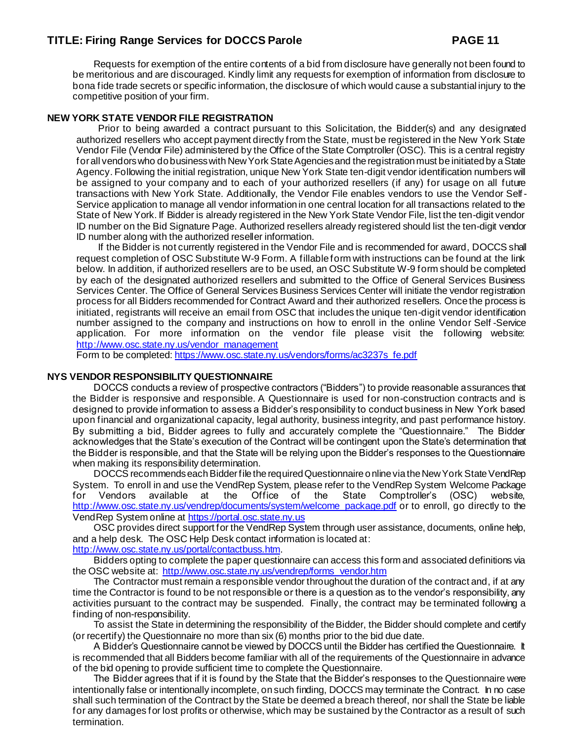Requests for exemption of the entire contents of a bid from disclosure have generally not been found to be meritorious and are discouraged. Kindly limit any requests for exemption of information from disclosure to bona fide trade secrets or specific information, the disclosure of which would cause a substantial injury to the competitive position of your firm.

## NEW YORK STATE VENDOR FILE REGISTRATION

Prior to being awarded a contract pursuant to this Solicitation, the Bidder(s) and any designated authorized resellers who accept payment directly from the State, must be registered in the New York State Vendor File (Vendor File) administered by the Office of the State Comptroller (OSC). This is a central registry for all vendors who do business with New York State Agencies and the registration must be initiated by a State Agency. Following the initial registration, unique New York State ten-digit vendor identification numbers will be assigned to your company and to each of your authorized resellers (if any) for usage on all future transactions with New York State. Additionally, the Vendor File enables vendors to use the Vendor Self-Service application to manage all vendor information in one central location for all transactions related to the State of New York. If Bidder is already registered in the New York State Vendor File, list the ten-digit vendor ID number on the Bid Signature Page. Authorized resellers already registered should list the ten-digit vendor ID number along with the authorized reseller information.

If the Bidder is not currently registered in the Vendor File and is recommended for award, DOCCS shall request completion of OSC Substitute W-9 Form. A fillable form with instructions can be found at the link below. In addition, if authorized resellers are to be used, an OSC Substitute W-9 form should be completed by each of the designated authorized resellers and submitted to the Office of General Services Business Services Center. The Office of General Services Business Services Center will initiate the vendor registration process for all Bidders recommended for Contract Award and their authorized resellers. Once the process is initiated, registrants will receive an email from OSC that includes the unique ten-digit vendor identification number assigned to the company and instructions on how to enroll in the online Vendor Self-Service application. For more information on the vendor file please visit the following website: http://www.osc.state.ny.us/vendor_management

Form to be completed: https://www.osc.state.ny.us/vendors/forms/ac3237s_fe.pdf

## NYS VENDOR RESPONSIBILITY QUESTIONNAIRE

DOCCS conducts a review of prospective contractors ("Bidders") to provide reasonable assurances that the Bidder is responsive and responsible. A Questionnaire is used for non-construction contracts and is designed to provide information to assess a Bidder's responsibility to conduct business in New York based upon financial and organizational capacity, legal authority, business integrity, and past performance history. By submitting a bid, Bidder agrees to fully and accurately complete the "Questionnaire." The Bidder acknowledges that the State's execution of the Contract will be contingent upon the State's determination that the Bidder is responsible, and that the State will be relying upon the Bidder's responses to the Questionnaire when making its responsibility determination.

DOCCS recommends each Bidder file the required Questionnaire online via the New York State VendRep System. To enroll in and use the VendRep System, please refer to the VendRep System Welcome Package for Vendors available at the Office of the State Comptroller's (OSC) website, http://www.osc.state.ny.us/vendrep/documents/system/welcome_package.pdf or to enroll, go directly to the VendRep System online at https://portal.osc.state.ny.us

OSC provides direct support for the VendRep System through user assistance, documents, online help, and a help desk. The OSC Help Desk contact information is located at: http://www.osc.state.ny.us/portal/contactbuss.htm.

Bidders opting to complete the paper questionnaire can access this form and associated definitions via the OSC website at: http://www.osc.state.ny.us/vendrep/forms_vendor.htm

The Contractor must remain a responsible vendor throughout the duration of the contract and, if at any time the Contractor is found to be not responsible or there is a question as to the vendor's responsibility, any activities pursuant to the contract may be suspended. Finally, the contract may be terminated following a finding of non-responsibility.

To assist the State in determining the responsibility of the Bidder, the Bidder should complete and certify (or recertify) the Questionnaire no more than six (6) months prior to the bid due date.

A Bidder's Questionnaire cannot be viewed by DOCCS until the Bidder has certified the Questionnaire. It is recommended that all Bidders become familiar with all of the requirements of the Questionnaire in advance of the bid opening to provide sufficient time to complete the Questionnaire.

The Bidder agrees that if it is found by the State that the Bidder's responses to the Questionnaire were intentionally false or intentionally incomplete, on such finding, DOCCS may terminate the Contract. In no case shall such termination of the Contract by the State be deemed a breach thereof, nor shall the State be liable for any damages for lost profits or otherwise, which may be sustained by the Contractor as a result of such termination.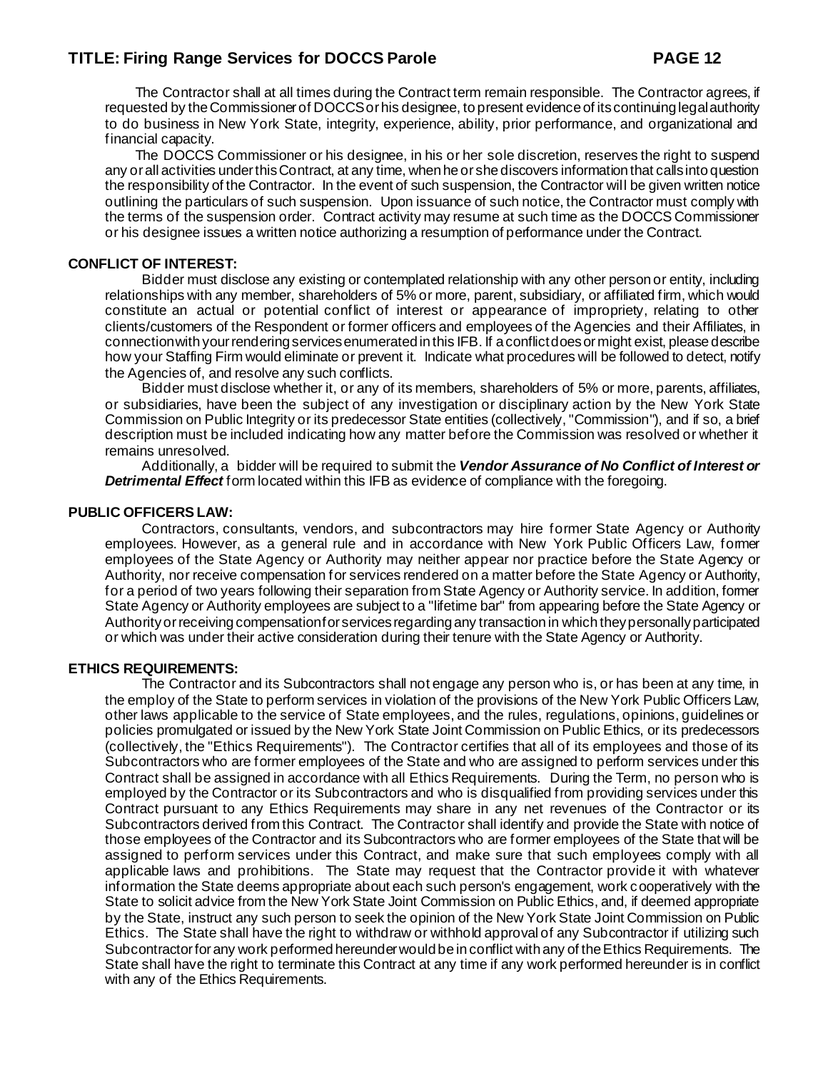The Contractor shall at all times during the Contract term remain responsible. The Contractor agrees, if requested by the Commissioner of DOCCS or his designee, to present evidence of its continuing legal authority to do business in New York State, integrity, experience, ability, prior performance, and organizational and financial capacity.

The DOCCS Commissioner or his designee, in his or her sole discretion, reserves the right to suspend any or all activities under this Contract, at any time, when he or she discovers information that calls into question the responsibility of the Contractor. In the event of such suspension, the Contractor will be given written notice outlining the particulars of such suspension. Upon issuance of such notice, the Contractor must comply with the terms of the suspension order. Contract activity may resume at such time as the DOCCS Commissioner or his designee issues a written notice authorizing a resumption of performance under the Contract.

**CONFLICT OF INTEREST:**

Bidder must disclose any existing or contemplated relationship with any other person or entity, including relationships with any member, shareholders of 5% or more, parent, subsidiary, or affiliated firm, which would constitute an actual or potential conflict of interest or appearance of impropriety, relating to other clients/customers of the Respondent or former officers and employees of the Agencies and their Affiliates, in connection with your rendering services enumerated in this IFB. If a conflict does or might exist, please describe how your Staffing Firm would eliminate or prevent it. Indicate what procedures will be followed to detect, notify the Agencies of, and resolve any such conflicts.

Bidder must disclose whether it, or any of its members, shareholders of 5% or more, parents, affiliates, or subsidiaries, have been the subject of any investigation or disciplinary action by the New York State Commission on Public Integrity or its predecessor State entities (collectively, "Commission"), and if so, a brief description must be included indicating how any matter before the Commission was resolved or whether it remains unresolved.

Additionally, a bidder will be required to submit the ***Vendor Assurance of No Conflict of Interest or Detrimental Effect*** form located within this IFB as evidence of compliance with the foregoing.

**PUBLIC OFFICERS LAW:**

Contractors, consultants, vendors, and subcontractors may hire former State Agency or Authority employees. However, as a general rule and in accordance with New York Public Officers Law, former employees of the State Agency or Authority may neither appear nor practice before the State Agency or Authority, nor receive compensation for services rendered on a matter before the State Agency or Authority, for a period of two years following their separation from State Agency or Authority service. In addition, former State Agency or Authority employees are subject to a "lifetime bar" from appearing before the State Agency or Authority or receiving compensation for services regarding any transaction in which they personally participated or which was under their active consideration during their tenure with the State Agency or Authority.

**ETHICS REQUIREMENTS:**

The Contractor and its Subcontractors shall not engage any person who is, or has been at any time, in the employ of the State to perform services in violation of the provisions of the New York Public Officers Law, other laws applicable to the service of State employees, and the rules, regulations, opinions, guidelines or policies promulgated or issued by the New York State Joint Commission on Public Ethics, or its predecessors (collectively, the "Ethics Requirements"). The Contractor certifies that all of its employees and those of its Subcontractors who are former employees of the State and who are assigned to perform services under this Contract shall be assigned in accordance with all Ethics Requirements. During the Term, no person who is employed by the Contractor or its Subcontractors and who is disqualified from providing services under this Contract pursuant to any Ethics Requirements may share in any net revenues of the Contractor or its Subcontractors derived from this Contract. The Contractor shall identify and provide the State with notice of those employees of the Contractor and its Subcontractors who are former employees of the State that will be assigned to perform services under this Contract, and make sure that such employees comply with all applicable laws and prohibitions. The State may request that the Contractor provide it with whatever information the State deems appropriate about each such person's engagement, work cooperatively with the State to solicit advice from the New York State Joint Commission on Public Ethics, and, if deemed appropriate by the State, instruct any such person to seek the opinion of the New York State Joint Commission on Public Ethics. The State shall have the right to withdraw or withhold approval of any Subcontractor if utilizing such Subcontractor for any work performed hereunder would be in conflict with any of the Ethics Requirements. The State shall have the right to terminate this Contract at any time if any work performed hereunder is in conflict with any of the Ethics Requirements.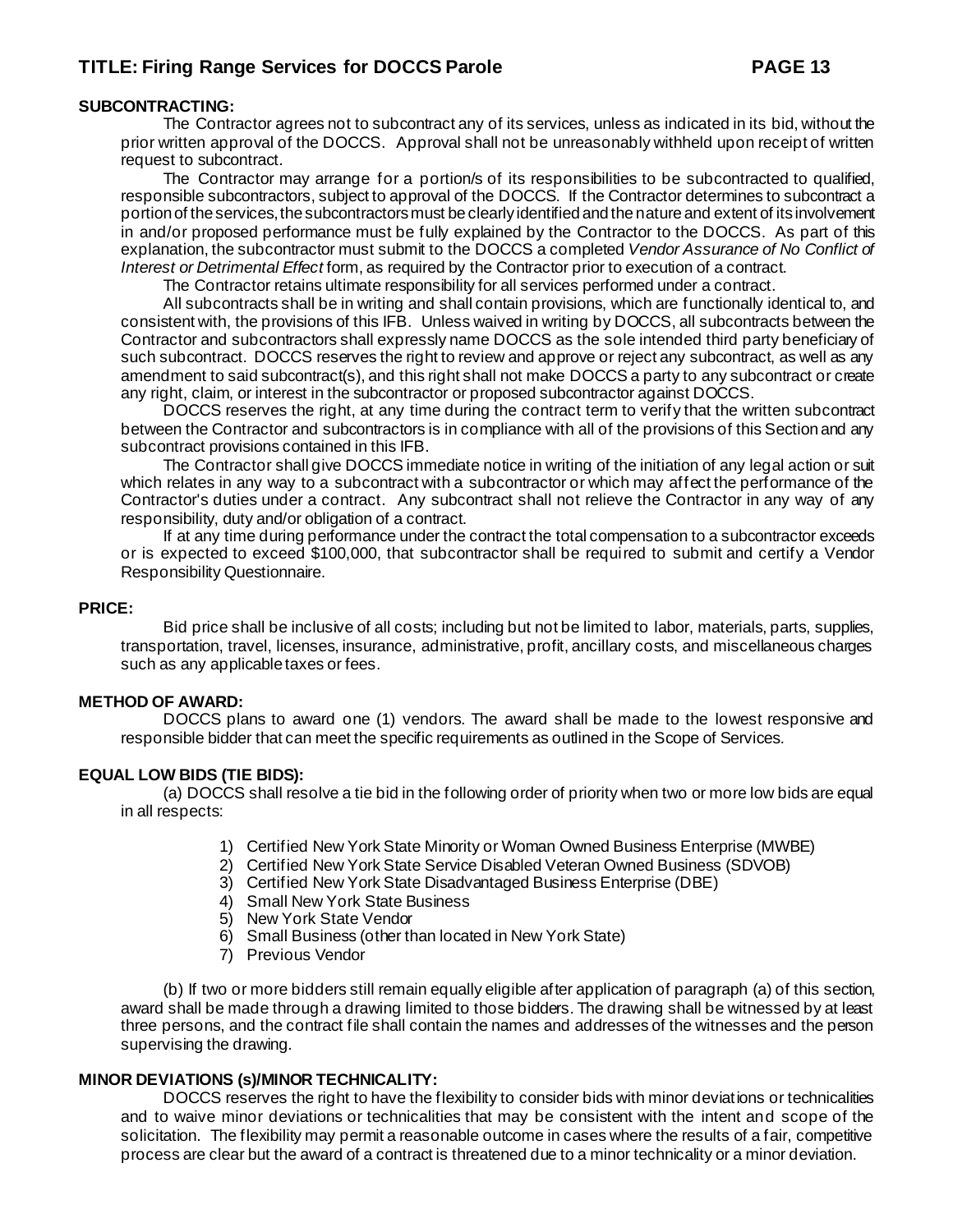**SUBCONTRACTING:**

The Contractor agrees not to subcontract any of its services, unless as indicated in its bid, without the prior written approval of the DOCCS. Approval shall not be unreasonably withheld upon receipt of written request to subcontract.

The Contractor may arrange for a portion/s of its responsibilities to be subcontracted to qualified, responsible subcontractors, subject to approval of the DOCCS. If the Contractor determines to subcontract a portion of the services, the subcontractors must be clearly identified and the nature and extent of its involvement in and/or proposed performance must be fully explained by the Contractor to the DOCCS. As part of this explanation, the subcontractor must submit to the DOCCS a completed *Vendor Assurance of No Conflict of Interest or Detrimental Effect* form, as required by the Contractor prior to execution of a contract.

The Contractor retains ultimate responsibility for all services performed under a contract.

All subcontracts shall be in writing and shall contain provisions, which are functionally identical to, and consistent with, the provisions of this IFB. Unless waived in writing by DOCCS, all subcontracts between the Contractor and subcontractors shall expressly name DOCCS as the sole intended third party beneficiary of such subcontract. DOCCS reserves the right to review and approve or reject any subcontract, as well as any amendment to said subcontract(s), and this right shall not make DOCCS a party to any subcontract or create any right, claim, or interest in the subcontractor or proposed subcontractor against DOCCS.

DOCCS reserves the right, at any time during the contract term to verify that the written subcontract between the Contractor and subcontractors is in compliance with all of the provisions of this Section and any subcontract provisions contained in this IFB.

The Contractor shall give DOCCS immediate notice in writing of the initiation of any legal action or suit which relates in any way to a subcontract with a subcontractor or which may affect the performance of the Contractor's duties under a contract. Any subcontract shall not relieve the Contractor in any way of any responsibility, duty and/or obligation of a contract.

If at any time during performance under the contract the total compensation to a subcontractor exceeds or is expected to exceed $100,000, that subcontractor shall be required to submit and certify a Vendor Responsibility Questionnaire.

**PRICE:**

Bid price shall be inclusive of all costs; including but not be limited to labor, materials, parts, supplies, transportation, travel, licenses, insurance, administrative, profit, ancillary costs, and miscellaneous charges such as any applicable taxes or fees.

**METHOD OF AWARD:**

DOCCS plans to award one (1) vendors. The award shall be made to the lowest responsive and responsible bidder that can meet the specific requirements as outlined in the Scope of Services.

**EQUAL LOW BIDS (TIE BIDS):**

(a) DOCCS shall resolve a tie bid in the following order of priority when two or more low bids are equal in all respects:

1) Certified New York State Minority or Woman Owned Business Enterprise (MWBE)
2) Certified New York State Service Disabled Veteran Owned Business (SDVOB)
3) Certified New York State Disadvantaged Business Enterprise (DBE)
4) Small New York State Business
5) New York State Vendor
6) Small Business (other than located in New York State)
7) Previous Vendor

(b) If two or more bidders still remain equally eligible after application of paragraph (a) of this section, award shall be made through a drawing limited to those bidders. The drawing shall be witnessed by at least three persons, and the contract file shall contain the names and addresses of the witnesses and the person supervising the drawing.

**MINOR DEVIATIONS (s)/MINOR TECHNICALITY:**

DOCCS reserves the right to have the flexibility to consider bids with minor deviations or technicalities and to waive minor deviations or technicalities that may be consistent with the intent and scope of the solicitation. The flexibility may permit a reasonable outcome in cases where the results of a fair, competitive process are clear but the award of a contract is threatened due to a minor technicality or a minor deviation.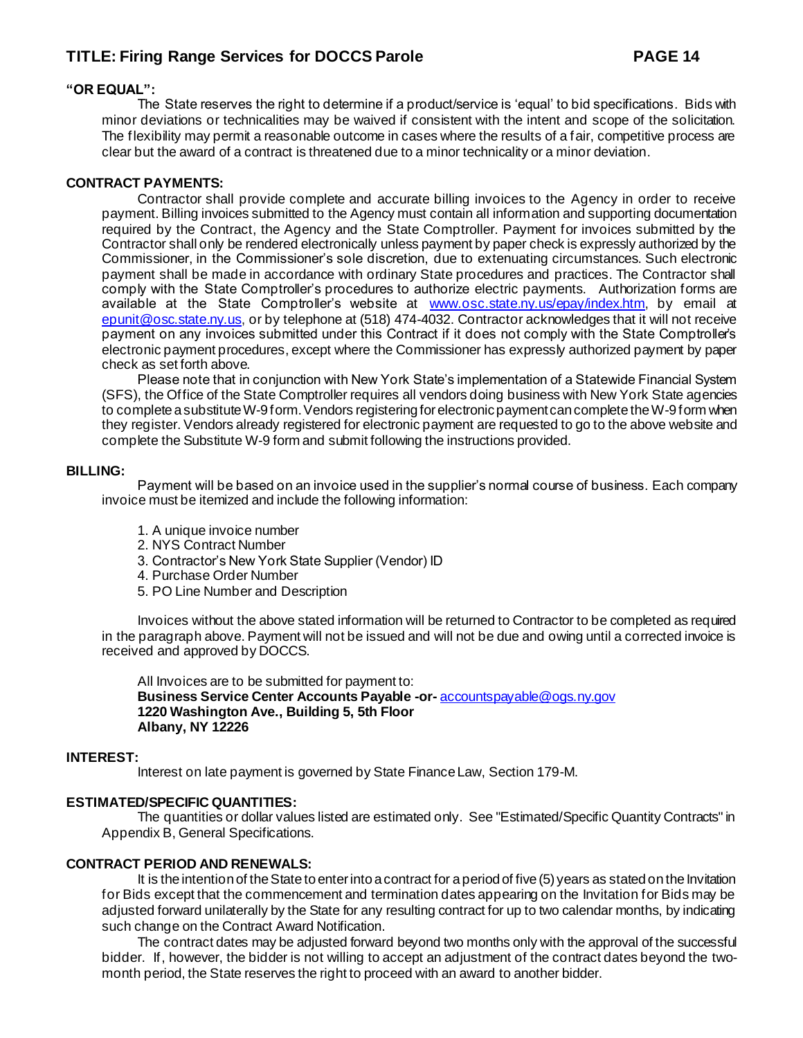**"OR EQUAL":**

The State reserves the right to determine if a product/service is 'equal' to bid specifications. Bids with minor deviations or technicalities may be waived if consistent with the intent and scope of the solicitation. The flexibility may permit a reasonable outcome in cases where the results of a fair, competitive process are clear but the award of a contract is threatened due to a minor technicality or a minor deviation.

**CONTRACT PAYMENTS:**

Contractor shall provide complete and accurate billing invoices to the Agency in order to receive payment. Billing invoices submitted to the Agency must contain all information and supporting documentation required by the Contract, the Agency and the State Comptroller. Payment for invoices submitted by the Contractor shall only be rendered electronically unless payment by paper check is expressly authorized by the Commissioner, in the Commissioner's sole discretion, due to extenuating circumstances. Such electronic payment shall be made in accordance with ordinary State procedures and practices. The Contractor shall comply with the State Comptroller's procedures to authorize electric payments. Authorization forms are available at the State Comptroller's website at www.osc.state.ny.us/epay/index.htm, by email at epunit@osc.state.ny.us, or by telephone at (518) 474-4032. Contractor acknowledges that it will not receive payment on any invoices submitted under this Contract if it does not comply with the State Comptroller's electronic payment procedures, except where the Commissioner has expressly authorized payment by paper check as set forth above.

Please note that in conjunction with New York State's implementation of a Statewide Financial System (SFS), the Office of the State Comptroller requires all vendors doing business with New York State agencies to complete a substitute W-9 form. Vendors registering for electronic payment can complete the W-9 form when they register. Vendors already registered for electronic payment are requested to go to the above website and complete the Substitute W-9 form and submit following the instructions provided.

**BILLING:**

Payment will be based on an invoice used in the supplier's normal course of business. Each company invoice must be itemized and include the following information:

1. A unique invoice number
2. NYS Contract Number
3. Contractor's New York State Supplier (Vendor) ID
4. Purchase Order Number
5. PO Line Number and Description

Invoices without the above stated information will be returned to Contractor to be completed as required in the paragraph above. Payment will not be issued and will not be due and owing until a corrected invoice is received and approved by DOCCS.

All Invoices are to be submitted for payment to:
**Business Service Center Accounts Payable -or-** accountspayable@ogs.ny.gov
**1220 Washington Ave., Building 5, 5th Floor**
**Albany, NY 12226**

**INTEREST:**

Interest on late payment is governed by State Finance Law, Section 179-M.

**ESTIMATED/SPECIFIC QUANTITIES:**

The quantities or dollar values listed are estimated only. See "Estimated/Specific Quantity Contracts" in Appendix B, General Specifications.

**CONTRACT PERIOD AND RENEWALS:**

It is the intention of the State to enter into a contract for a period of five (5) years as stated on the Invitation for Bids except that the commencement and termination dates appearing on the Invitation for Bids may be adjusted forward unilaterally by the State for any resulting contract for up to two calendar months, by indicating such change on the Contract Award Notification.

The contract dates may be adjusted forward beyond two months only with the approval of the successful bidder. If, however, the bidder is not willing to accept an adjustment of the contract dates beyond the two-month period, the State reserves the right to proceed with an award to another bidder.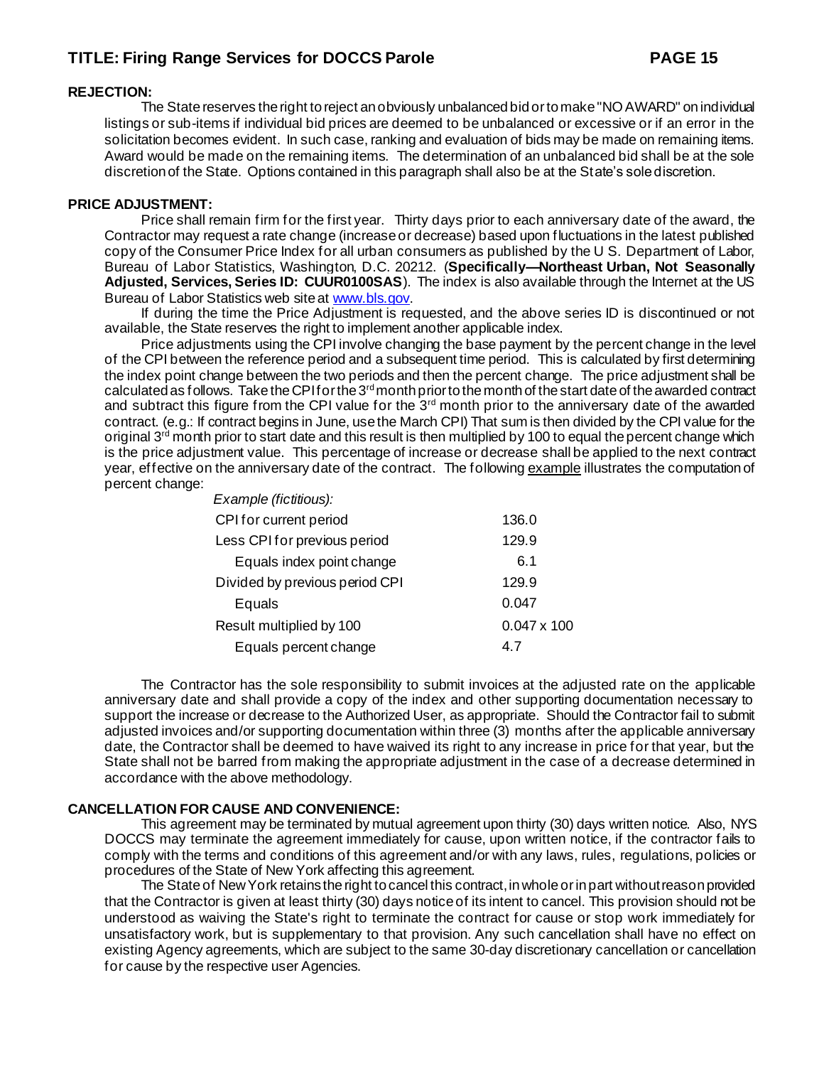**REJECTION:**

The State reserves the right to reject an obviously unbalanced bid or to make "NO AWARD" on individual listings or sub-items if individual bid prices are deemed to be unbalanced or excessive or if an error in the solicitation becomes evident. In such case, ranking and evaluation of bids may be made on remaining items. Award would be made on the remaining items. The determination of an unbalanced bid shall be at the sole discretion of the State. Options contained in this paragraph shall also be at the State's sole discretion.

**PRICE ADJUSTMENT:**

Price shall remain firm for the first year. Thirty days prior to each anniversary date of the award, the Contractor may request a rate change (increase or decrease) based upon fluctuations in the latest published copy of the Consumer Price Index for all urban consumers as published by the U S. Department of Labor, Bureau of Labor Statistics, Washington, D.C. 20212. (**Specifically—Northeast Urban, Not Seasonally Adjusted, Services, Series ID: CUUR0100SAS**). The index is also available through the Internet at the US Bureau of Labor Statistics web site at www.bls.gov.

If during the time the Price Adjustment is requested, and the above series ID is discontinued or not available, the State reserves the right to implement another applicable index.

Price adjustments using the CPI involve changing the base payment by the percent change in the level of the CPI between the reference period and a subsequent time period. This is calculated by first determining the index point change between the two periods and then the percent change. The price adjustment shall be calculated as follows. Take the CPI for the 3rd month prior to the month of the start date of the awarded contract and subtract this figure from the CPI value for the 3rd month prior to the anniversary date of the awarded contract. (e.g.: If contract begins in June, use the March CPI) That sum is then divided by the CPI value for the original 3rd month prior to start date and this result is then multiplied by 100 to equal the percent change which is the price adjustment value. This percentage of increase or decrease shall be applied to the next contract year, effective on the anniversary date of the contract. The following example illustrates the computation of percent change:

*Example (fictitious):*

| | |
|---|---|
| CPI for current period | 136.0 |
| Less CPI for previous period | 129.9 |
| Equals index point change | 6.1 |
| Divided by previous period CPI | 129.9 |
| Equals | 0.047 |
| Result multiplied by 100 | 0.047 x 100 |
| Equals percent change | 4.7 |

The Contractor has the sole responsibility to submit invoices at the adjusted rate on the applicable anniversary date and shall provide a copy of the index and other supporting documentation necessary to support the increase or decrease to the Authorized User, as appropriate. Should the Contractor fail to submit adjusted invoices and/or supporting documentation within three (3) months after the applicable anniversary date, the Contractor shall be deemed to have waived its right to any increase in price for that year, but the State shall not be barred from making the appropriate adjustment in the case of a decrease determined in accordance with the above methodology.

**CANCELLATION FOR CAUSE AND CONVENIENCE:**

This agreement may be terminated by mutual agreement upon thirty (30) days written notice. Also, NYS DOCCS may terminate the agreement immediately for cause, upon written notice, if the contractor fails to comply with the terms and conditions of this agreement and/or with any laws, rules, regulations, policies or procedures of the State of New York affecting this agreement.

The State of New York retains the right to cancel this contract, in whole or in part without reason provided that the Contractor is given at least thirty (30) days notice of its intent to cancel. This provision should not be understood as waiving the State's right to terminate the contract for cause or stop work immediately for unsatisfactory work, but is supplementary to that provision. Any such cancellation shall have no effect on existing Agency agreements, which are subject to the same 30-day discretionary cancellation or cancellation for cause by the respective user Agencies.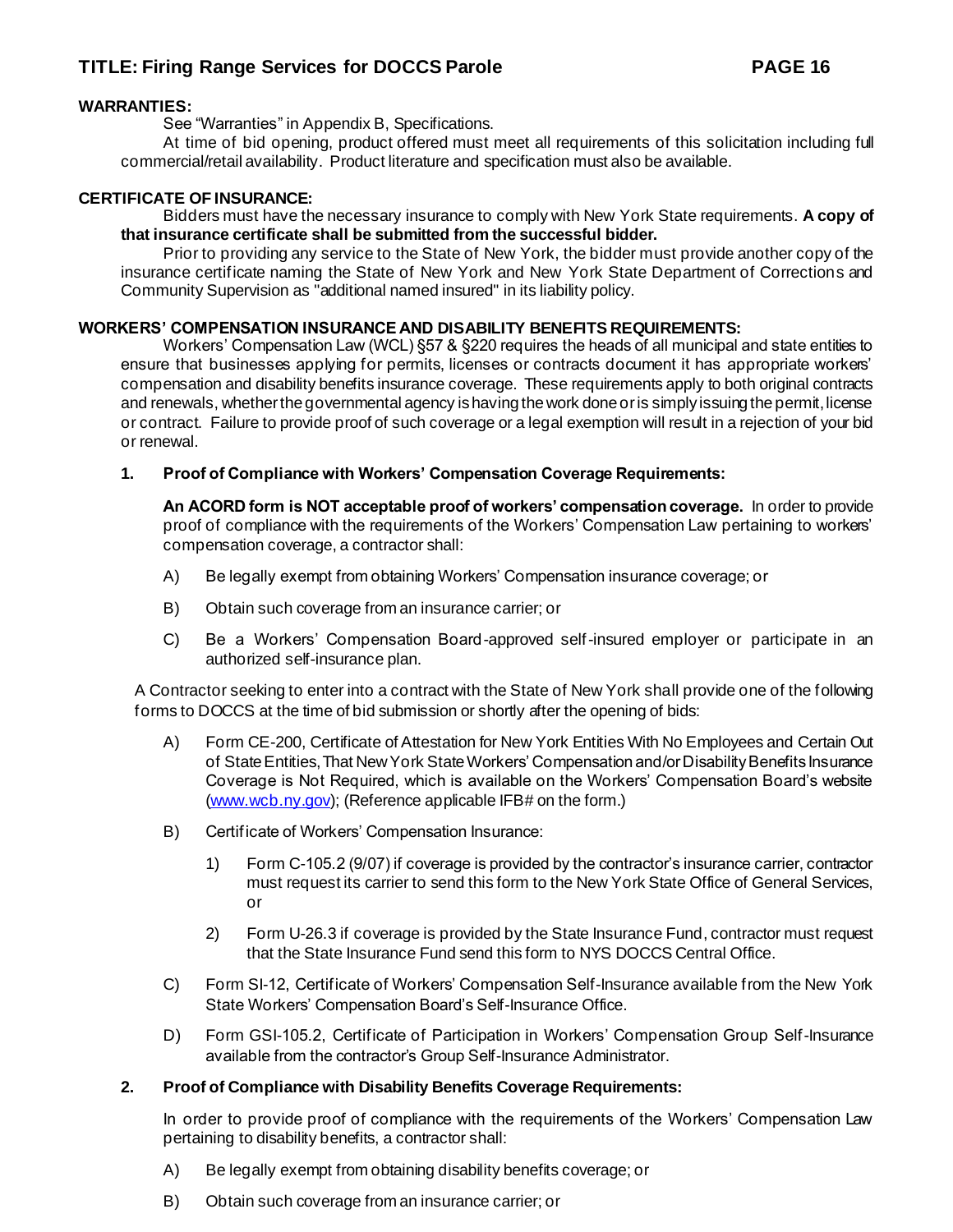**WARRANTIES:**

See "Warranties" in Appendix B, Specifications.

At time of bid opening, product offered must meet all requirements of this solicitation including full commercial/retail availability. Product literature and specification must also be available.

**CERTIFICATE OF INSURANCE:**

Bidders must have the necessary insurance to comply with New York State requirements. **A copy of that insurance certificate shall be submitted from the successful bidder.**

Prior to providing any service to the State of New York, the bidder must provide another copy of the insurance certificate naming the State of New York and New York State Department of Corrections and Community Supervision as "additional named insured" in its liability policy.

**WORKERS' COMPENSATION INSURANCE AND DISABILITY BENEFITS REQUIREMENTS:**

Workers' Compensation Law (WCL) §57 & §220 requires the heads of all municipal and state entities to ensure that businesses applying for permits, licenses or contracts document it has appropriate workers' compensation and disability benefits insurance coverage. These requirements apply to both original contracts and renewals, whether the governmental agency is having the work done or is simply issuing the permit, license or contract. Failure to provide proof of such coverage or a legal exemption will result in a rejection of your bid or renewal.

**1. Proof of Compliance with Workers' Compensation Coverage Requirements:**

**An ACORD form is NOT acceptable proof of workers' compensation coverage.** In order to provide proof of compliance with the requirements of the Workers' Compensation Law pertaining to workers' compensation coverage, a contractor shall:

A) Be legally exempt from obtaining Workers' Compensation insurance coverage; or

B) Obtain such coverage from an insurance carrier; or

C) Be a Workers' Compensation Board-approved self-insured employer or participate in an authorized self-insurance plan.

A Contractor seeking to enter into a contract with the State of New York shall provide one of the following forms to DOCCS at the time of bid submission or shortly after the opening of bids:

A) Form CE-200, Certificate of Attestation for New York Entities With No Employees and Certain Out of State Entities, That New York State Workers' Compensation and/or Disability Benefits Insurance Coverage is Not Required, which is available on the Workers' Compensation Board's website (www.wcb.ny.gov); (Reference applicable IFB# on the form.)

B) Certificate of Workers' Compensation Insurance:

1) Form C-105.2 (9/07) if coverage is provided by the contractor's insurance carrier, contractor must request its carrier to send this form to the New York State Office of General Services, or

2) Form U-26.3 if coverage is provided by the State Insurance Fund, contractor must request that the State Insurance Fund send this form to NYS DOCCS Central Office.

C) Form SI-12, Certificate of Workers' Compensation Self-Insurance available from the New York State Workers' Compensation Board's Self-Insurance Office.

D) Form GSI-105.2, Certificate of Participation in Workers' Compensation Group Self-Insurance available from the contractor's Group Self-Insurance Administrator.

**2. Proof of Compliance with Disability Benefits Coverage Requirements:**

In order to provide proof of compliance with the requirements of the Workers' Compensation Law pertaining to disability benefits, a contractor shall:

A) Be legally exempt from obtaining disability benefits coverage; or

B) Obtain such coverage from an insurance carrier; or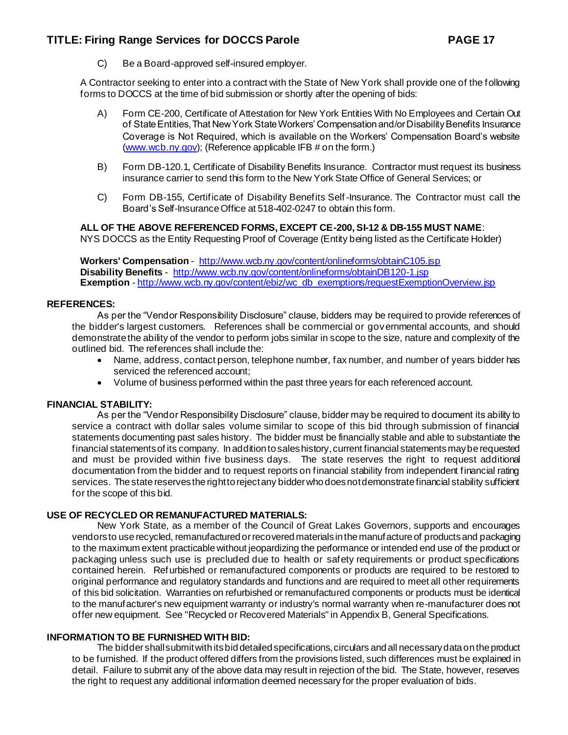C) Be a Board-approved self-insured employer.

A Contractor seeking to enter into a contract with the State of New York shall provide one of the following forms to DOCCS at the time of bid submission or shortly after the opening of bids:

A) Form CE-200, Certificate of Attestation for New York Entities With No Employees and Certain Out of State Entities, That New York State Workers' Compensation and/or Disability Benefits Insurance Coverage is Not Required, which is available on the Workers' Compensation Board's website (www.wcb.ny.gov); (Reference applicable IFB # on the form.)

B) Form DB-120.1, Certificate of Disability Benefits Insurance. Contractor must request its business insurance carrier to send this form to the New York State Office of General Services; or

C) Form DB-155, Certificate of Disability Benefits Self-Insurance. The Contractor must call the Board's Self-Insurance Office at 518-402-0247 to obtain this form.

**ALL OF THE ABOVE REFERENCED FORMS, EXCEPT CE-200, SI-12 & DB-155 MUST NAME**:
NYS DOCCS as the Entity Requesting Proof of Coverage (Entity being listed as the Certificate Holder)

**Workers' Compensation** - http://www.wcb.ny.gov/content/onlineforms/obtainC105.jsp
**Disability Benefits** - http://www.wcb.ny.gov/content/onlineforms/obtainDB120-1.jsp
**Exemption** - http://www.wcb.ny.gov/content/ebiz/wc_db_exemptions/requestExemptionOverview.jsp

**REFERENCES:**

As per the "Vendor Responsibility Disclosure" clause, bidders may be required to provide references of the bidder's largest customers. References shall be commercial or governmental accounts, and should demonstrate the ability of the vendor to perform jobs similar in scope to the size, nature and complexity of the outlined bid. The references shall include the:

- Name, address, contact person, telephone number, fax number, and number of years bidder has serviced the referenced account;
- Volume of business performed within the past three years for each referenced account.

**FINANCIAL STABILITY:**

As per the "Vendor Responsibility Disclosure" clause, bidder may be required to document its ability to service a contract with dollar sales volume similar to scope of this bid through submission of financial statements documenting past sales history. The bidder must be financially stable and able to substantiate the financial statements of its company. In addition to sales history, current financial statements may be requested and must be provided within five business days. The state reserves the right to request additional documentation from the bidder and to request reports on financial stability from independent financial rating services. The state reserves the right to reject any bidder who does not demonstrate financial stability sufficient for the scope of this bid.

**USE OF RECYCLED OR REMANUFACTURED MATERIALS:**

New York State, as a member of the Council of Great Lakes Governors, supports and encourages vendors to use recycled, remanufactured or recovered materials in the manufacture of products and packaging to the maximum extent practicable without jeopardizing the performance or intended end use of the product or packaging unless such use is precluded due to health or safety requirements or product specifications contained herein. Refurbished or remanufactured components or products are required to be restored to original performance and regulatory standards and functions and are required to meet all other requirements of this bid solicitation. Warranties on refurbished or remanufactured components or products must be identical to the manufacturer's new equipment warranty or industry's normal warranty when re-manufacturer does not offer new equipment. See "Recycled or Recovered Materials" in Appendix B, General Specifications.

**INFORMATION TO BE FURNISHED WITH BID:**

The bidder shall submit with its bid detailed specifications, circulars and all necessary data on the product to be furnished. If the product offered differs from the provisions listed, such differences must be explained in detail. Failure to submit any of the above data may result in rejection of the bid. The State, however, reserves the right to request any additional information deemed necessary for the proper evaluation of bids.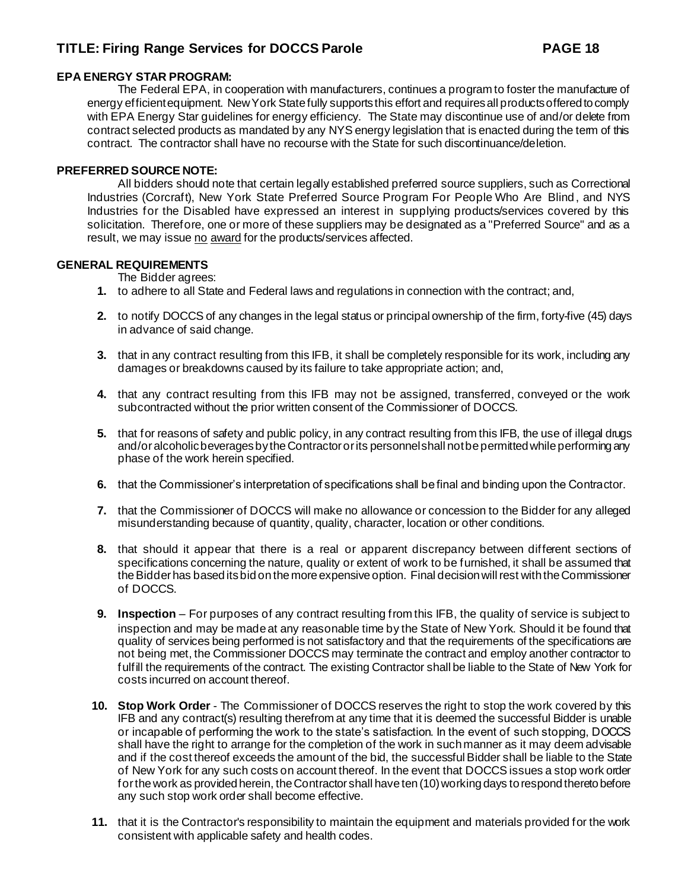**EPA ENERGY STAR PROGRAM:**

The Federal EPA, in cooperation with manufacturers, continues a program to foster the manufacture of energy efficient equipment. New York State fully supports this effort and requires all products offered to comply with EPA Energy Star guidelines for energy efficiency. The State may discontinue use of and/or delete from contract selected products as mandated by any NYS energy legislation that is enacted during the term of this contract. The contractor shall have no recourse with the State for such discontinuance/deletion.

**PREFERRED SOURCE NOTE:**

All bidders should note that certain legally established preferred source suppliers, such as Correctional Industries (Corcraft), New York State Preferred Source Program For People Who Are Blind, and NYS Industries for the Disabled have expressed an interest in supplying products/services covered by this solicitation. Therefore, one or more of these suppliers may be designated as a "Preferred Source" and as a result, we may issue no award for the products/services affected.

**GENERAL REQUIREMENTS**

The Bidder agrees:

1. to adhere to all State and Federal laws and regulations in connection with the contract; and,
2. to notify DOCCS of any changes in the legal status or principal ownership of the firm, forty-five (45) days in advance of said change.
3. that in any contract resulting from this IFB, it shall be completely responsible for its work, including any damages or breakdowns caused by its failure to take appropriate action; and,
4. that any contract resulting from this IFB may not be assigned, transferred, conveyed or the work subcontracted without the prior written consent of the Commissioner of DOCCS.
5. that for reasons of safety and public policy, in any contract resulting from this IFB, the use of illegal drugs and/or alcoholic beverages by the Contractor or its personnel shall not be permitted while performing any phase of the work herein specified.
6. that the Commissioner's interpretation of specifications shall be final and binding upon the Contractor.
7. that the Commissioner of DOCCS will make no allowance or concession to the Bidder for any alleged misunderstanding because of quantity, quality, character, location or other conditions.
8. that should it appear that there is a real or apparent discrepancy between different sections of specifications concerning the nature, quality or extent of work to be furnished, it shall be assumed that the Bidder has based its bid on the more expensive option. Final decision will rest with the Commissioner of DOCCS.
9. **Inspection** – For purposes of any contract resulting from this IFB, the quality of service is subject to inspection and may be made at any reasonable time by the State of New York. Should it be found that quality of services being performed is not satisfactory and that the requirements of the specifications are not being met, the Commissioner DOCCS may terminate the contract and employ another contractor to fulfill the requirements of the contract. The existing Contractor shall be liable to the State of New York for costs incurred on account thereof.
10. **Stop Work Order** - The Commissioner of DOCCS reserves the right to stop the work covered by this IFB and any contract(s) resulting therefrom at any time that it is deemed the successful Bidder is unable or incapable of performing the work to the state's satisfaction. In the event of such stopping, DOCCS shall have the right to arrange for the completion of the work in such manner as it may deem advisable and if the cost thereof exceeds the amount of the bid, the successful Bidder shall be liable to the State of New York for any such costs on account thereof. In the event that DOCCS issues a stop work order for the work as provided herein, the Contractor shall have ten (10) working days to respond thereto before any such stop work order shall become effective.
11. that it is the Contractor's responsibility to maintain the equipment and materials provided for the work consistent with applicable safety and health codes.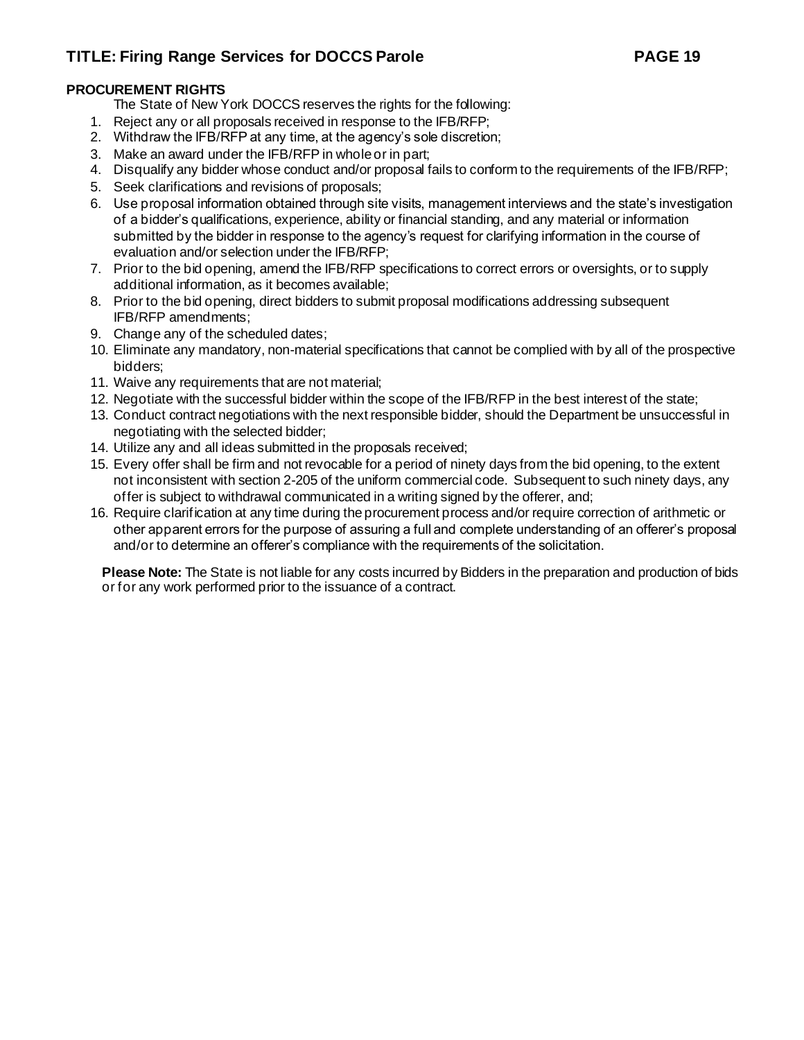**PROCUREMENT RIGHTS**

The State of New York DOCCS reserves the rights for the following:

1. Reject any or all proposals received in response to the IFB/RFP;
2. Withdraw the IFB/RFP at any time, at the agency's sole discretion;
3. Make an award under the IFB/RFP in whole or in part;
4. Disqualify any bidder whose conduct and/or proposal fails to conform to the requirements of the IFB/RFP;
5. Seek clarifications and revisions of proposals;
6. Use proposal information obtained through site visits, management interviews and the state's investigation of a bidder's qualifications, experience, ability or financial standing, and any material or information submitted by the bidder in response to the agency's request for clarifying information in the course of evaluation and/or selection under the IFB/RFP;
7. Prior to the bid opening, amend the IFB/RFP specifications to correct errors or oversights, or to supply additional information, as it becomes available;
8. Prior to the bid opening, direct bidders to submit proposal modifications addressing subsequent IFB/RFP amendments;
9. Change any of the scheduled dates;
10. Eliminate any mandatory, non-material specifications that cannot be complied with by all of the prospective bidders;
11. Waive any requirements that are not material;
12. Negotiate with the successful bidder within the scope of the IFB/RFP in the best interest of the state;
13. Conduct contract negotiations with the next responsible bidder, should the Department be unsuccessful in negotiating with the selected bidder;
14. Utilize any and all ideas submitted in the proposals received;
15. Every offer shall be firm and not revocable for a period of ninety days from the bid opening, to the extent not inconsistent with section 2-205 of the uniform commercial code. Subsequent to such ninety days, any offer is subject to withdrawal communicated in a writing signed by the offerer, and;
16. Require clarification at any time during the procurement process and/or require correction of arithmetic or other apparent errors for the purpose of assuring a full and complete understanding of an offerer's proposal and/or to determine an offerer's compliance with the requirements of the solicitation.

**Please Note:** The State is not liable for any costs incurred by Bidders in the preparation and production of bids or for any work performed prior to the issuance of a contract.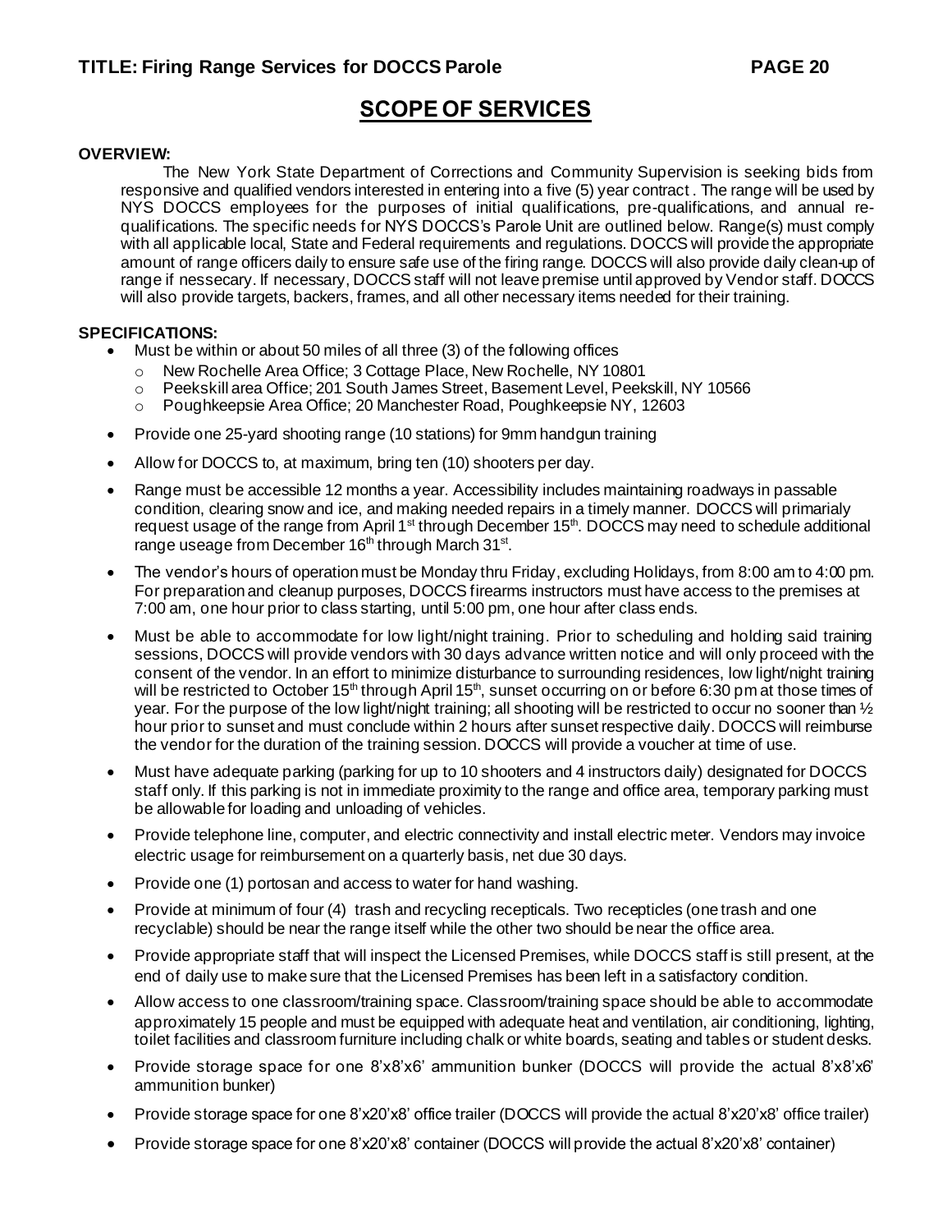## SCOPE OF SERVICES

**OVERVIEW:**

The New York State Department of Corrections and Community Supervision is seeking bids from responsive and qualified vendors interested in entering into a five (5) year contract. The range will be used by NYS DOCCS employees for the purposes of initial qualifications, pre-qualifications, and annual re-qualifications. The specific needs for NYS DOCCS's Parole Unit are outlined below. Range(s) must comply with all applicable local, State and Federal requirements and regulations. DOCCS will provide the appropriate amount of range officers daily to ensure safe use of the firing range. DOCCS will also provide daily clean-up of range if nessecary. If necessary, DOCCS staff will not leave premise until approved by Vendor staff. DOCCS will also provide targets, backers, frames, and all other necessary items needed for their training.

**SPECIFICATIONS:**

- Must be within or about 50 miles of all three (3) of the following offices
  - New Rochelle Area Office; 3 Cottage Place, New Rochelle, NY 10801
  - Peekskill area Office; 201 South James Street, Basement Level, Peekskill, NY 10566
  - Poughkeepsie Area Office; 20 Manchester Road, Poughkeepsie NY, 12603
- Provide one 25-yard shooting range (10 stations) for 9mm handgun training
- Allow for DOCCS to, at maximum, bring ten (10) shooters per day.
- Range must be accessible 12 months a year. Accessibility includes maintaining roadways in passable condition, clearing snow and ice, and making needed repairs in a timely manner. DOCCS will primarialy request usage of the range from April 1st through December 15th. DOCCS may need to schedule additional range useage from December 16th through March 31st.
- The vendor's hours of operation must be Monday thru Friday, excluding Holidays, from 8:00 am to 4:00 pm. For preparation and cleanup purposes, DOCCS firearms instructors must have access to the premises at 7:00 am, one hour prior to class starting, until 5:00 pm, one hour after class ends.
- Must be able to accommodate for low light/night training. Prior to scheduling and holding said training sessions, DOCCS will provide vendors with 30 days advance written notice and will only proceed with the consent of the vendor. In an effort to minimize disturbance to surrounding residences, low light/night training will be restricted to October 15th through April 15th, sunset occurring on or before 6:30 pm at those times of year. For the purpose of the low light/night training; all shooting will be restricted to occur no sooner than ½ hour prior to sunset and must conclude within 2 hours after sunset respective daily. DOCCS will reimburse the vendor for the duration of the training session. DOCCS will provide a voucher at time of use.
- Must have adequate parking (parking for up to 10 shooters and 4 instructors daily) designated for DOCCS staff only. If this parking is not in immediate proximity to the range and office area, temporary parking must be allowable for loading and unloading of vehicles.
- Provide telephone line, computer, and electric connectivity and install electric meter. Vendors may invoice electric usage for reimbursement on a quarterly basis, net due 30 days.
- Provide one (1) portosan and access to water for hand washing.
- Provide at minimum of four (4) trash and recycling recepticals. Two recepticles (one trash and one recyclable) should be near the range itself while the other two should be near the office area.
- Provide appropriate staff that will inspect the Licensed Premises, while DOCCS staff is still present, at the end of daily use to make sure that the Licensed Premises has been left in a satisfactory condition.
- Allow access to one classroom/training space. Classroom/training space should be able to accommodate approximately 15 people and must be equipped with adequate heat and ventilation, air conditioning, lighting, toilet facilities and classroom furniture including chalk or white boards, seating and tables or student desks.
- Provide storage space for one 8'x8'x6' ammunition bunker (DOCCS will provide the actual 8'x8'x6' ammunition bunker)
- Provide storage space for one 8'x20'x8' office trailer (DOCCS will provide the actual 8'x20'x8' office trailer)
- Provide storage space for one 8'x20'x8' container (DOCCS will provide the actual 8'x20'x8' container)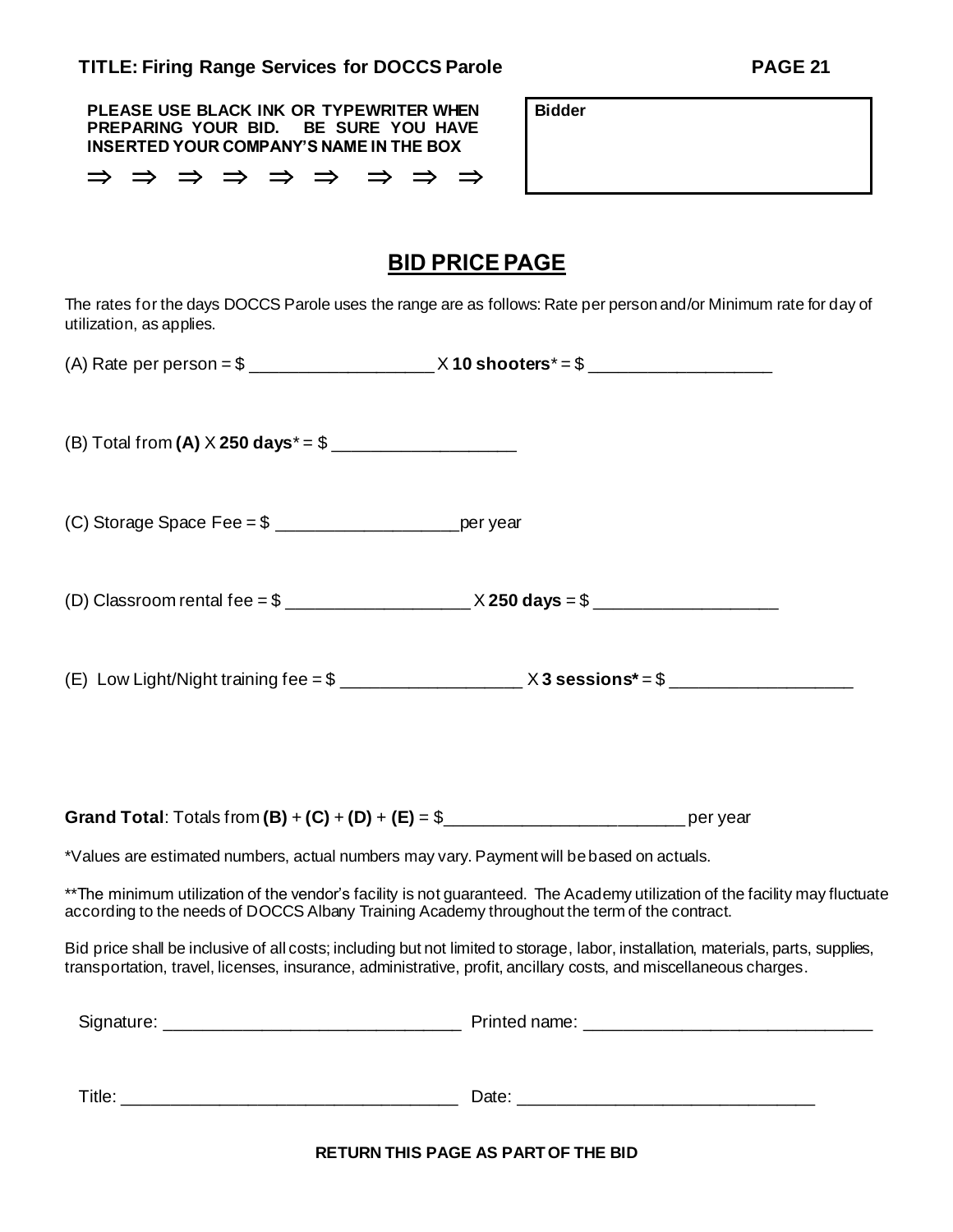**PLEASE USE BLACK INK OR TYPEWRITER WHEN PREPARING YOUR BID. BE SURE YOU HAVE INSERTED YOUR COMPANY'S NAME IN THE BOX**

⇒ ⇒ ⇒ ⇒ ⇒ ⇒ ⇒ ⇒ ⇒

| **Bidder** |
| --- |
| |

## BID PRICE PAGE

The rates for the days DOCCS Parole uses the range are as follows: Rate per person and/or Minimum rate for day of utilization, as applies.

(A) Rate per person = $ ___________________ X **10 shooters*** = $ ___________________

(B) Total from **(A)** X **250 days*** = $ ___________________

(C) Storage Space Fee = $ ___________________ per year

(D) Classroom rental fee = $ ___________________ X **250 days** = $ ___________________

(E) Low Light/Night training fee = $ ___________________ X **3 sessions*** = $ ___________________

**Grand Total**: Totals from **(B)** + **(C)** + **(D)** + **(E)** = $_________________________ per year

*Values are estimated numbers, actual numbers may vary. Payment will be based on actuals.

**The minimum utilization of the vendor's facility is not guaranteed. The Academy utilization of the facility may fluctuate according to the needs of DOCCS Albany Training Academy throughout the term of the contract.

Bid price shall be inclusive of all costs; including but not limited to storage, labor, installation, materials, parts, supplies, transportation, travel, licenses, insurance, administrative, profit, ancillary costs, and miscellaneous charges.

Signature: _______________________________ Printed name: _______________________________

Title: ___________________________________ Date: _______________________________

**RETURN THIS PAGE AS PART OF THE BID**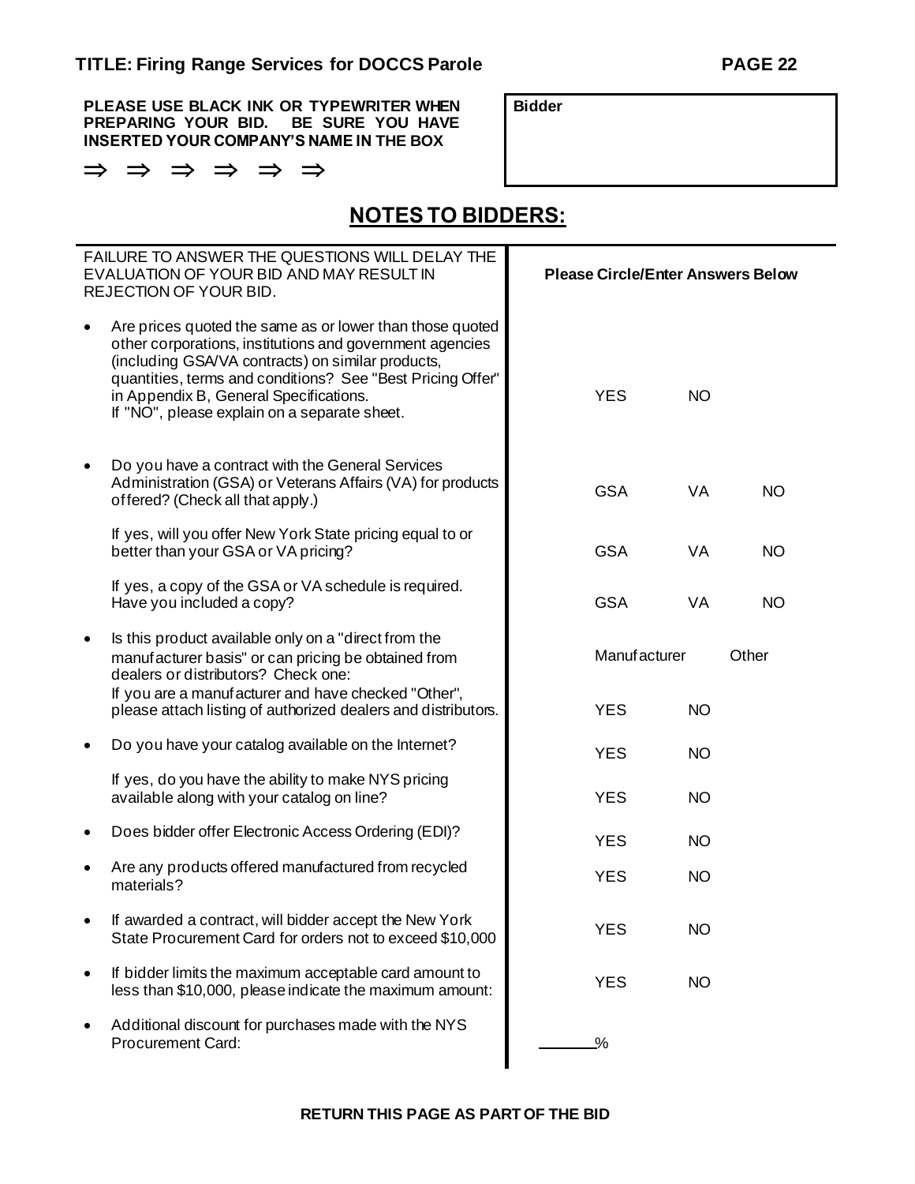**TITLE: Firing Range Services for DOCCS Parole**

**PLEASE USE BLACK INK OR TYPEWRITER WHEN PREPARING YOUR BID. BE SURE YOU HAVE INSERTED YOUR COMPANY'S NAME IN THE BOX**

⇒ ⇒ ⇒ ⇒ ⇒ ⇒

| **Bidder** |
|---|
| |

## NOTES TO BIDDERS:

| FAILURE TO ANSWER THE QUESTIONS WILL DELAY THE EVALUATION OF YOUR BID AND MAY RESULT IN REJECTION OF YOUR BID. | **Please Circle/Enter Answers Below** | | |
|---|---|---|---|
| • Are prices quoted the same as or lower than those quoted other corporations, institutions and government agencies (including GSA/VA contracts) on similar products, quantities, terms and conditions? See "Best Pricing Offer" in Appendix B, General Specifications. If "NO", please explain on a separate sheet. | YES | NO | |
| • Do you have a contract with the General Services Administration (GSA) or Veterans Affairs (VA) for products offered? (Check all that apply.) | GSA | VA | NO |
| If yes, will you offer New York State pricing equal to or better than your GSA or VA pricing? | GSA | VA | NO |
| If yes, a copy of the GSA or VA schedule is required. Have you included a copy? | GSA | VA | NO |
| • Is this product available only on a "direct from the manufacturer basis" or can pricing be obtained from dealers or distributors? Check one: | Manufacturer | Other | |
| If you are a manufacturer and have checked "Other", please attach listing of authorized dealers and distributors. | YES | NO | |
| • Do you have your catalog available on the Internet? | YES | NO | |
| If yes, do you have the ability to make NYS pricing available along with your catalog on line? | YES | NO | |
| • Does bidder offer Electronic Access Ordering (EDI)? | YES | NO | |
| • Are any products offered manufactured from recycled materials? | YES | NO | |
| • If awarded a contract, will bidder accept the New York State Procurement Card for orders not to exceed $10,000 | YES | NO | |
| • If bidder limits the maximum acceptable card amount to less than $10,000, please indicate the maximum amount: | YES | NO | |
| • Additional discount for purchases made with the NYS Procurement Card: | ______% | | |

**RETURN THIS PAGE AS PART OF THE BID**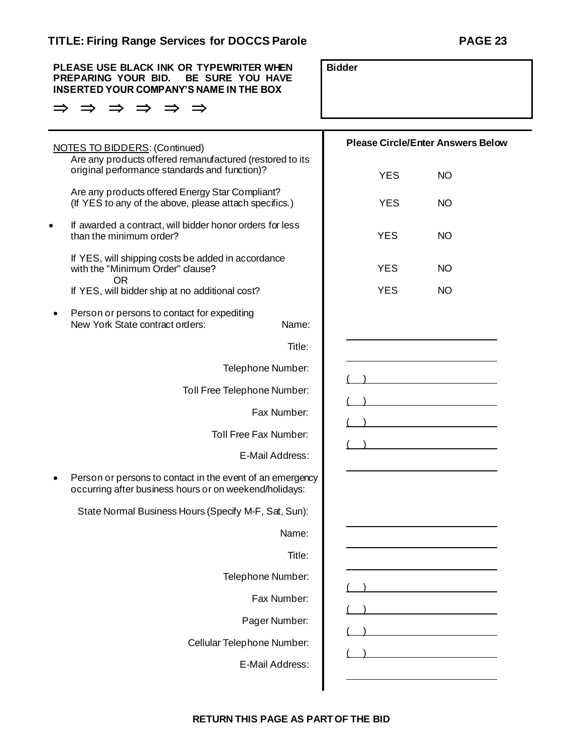**PLEASE USE BLACK INK OR TYPEWRITER WHEN PREPARING YOUR BID. BE SURE YOU HAVE INSERTED YOUR COMPANY'S NAME IN THE BOX**

⇒ ⇒ ⇒ ⇒ ⇒ ⇒

| **Bidder** |
|---|
| |

| NOTES TO BIDDERS: (Continued) | **Please Circle/Enter Answers Below** |
|---|---|
| Are any products offered remanufactured (restored to its original performance standards and function)? | YES NO |
| Are any products offered Energy Star Compliant? (If YES to any of the above, please attach specifics.) | YES NO |
| • If awarded a contract, will bidder honor orders for less than the minimum order? | YES NO |
| If YES, will shipping costs be added in accordance with the "Minimum Order" clause? | YES NO |
| OR | |
| If YES, will bidder ship at no additional cost? | YES NO |
| • Person or persons to contact for expediting New York State contract orders: Name: | ____________________ |
| Title: | ____________________ |
| Telephone Number: | ( ) ____________________ |
| Toll Free Telephone Number: | ( ) ____________________ |
| Fax Number: | ( ) ____________________ |
| Toll Free Fax Number: | ( ) ____________________ |
| E-Mail Address: | ____________________ |
| • Person or persons to contact in the event of an emergency occurring after business hours or on weekend/holidays: | |
| State Normal Business Hours (Specify M-F, Sat, Sun): | ____________________ |
| Name: | ____________________ |
| Title: | ____________________ |
| Telephone Number: | ( ) ____________________ |
| Fax Number: | ( ) ____________________ |
| Pager Number: | ( ) ____________________ |
| Cellular Telephone Number: | ( ) ____________________ |
| E-Mail Address: | ____________________ |

**RETURN THIS PAGE AS PART OF THE BID**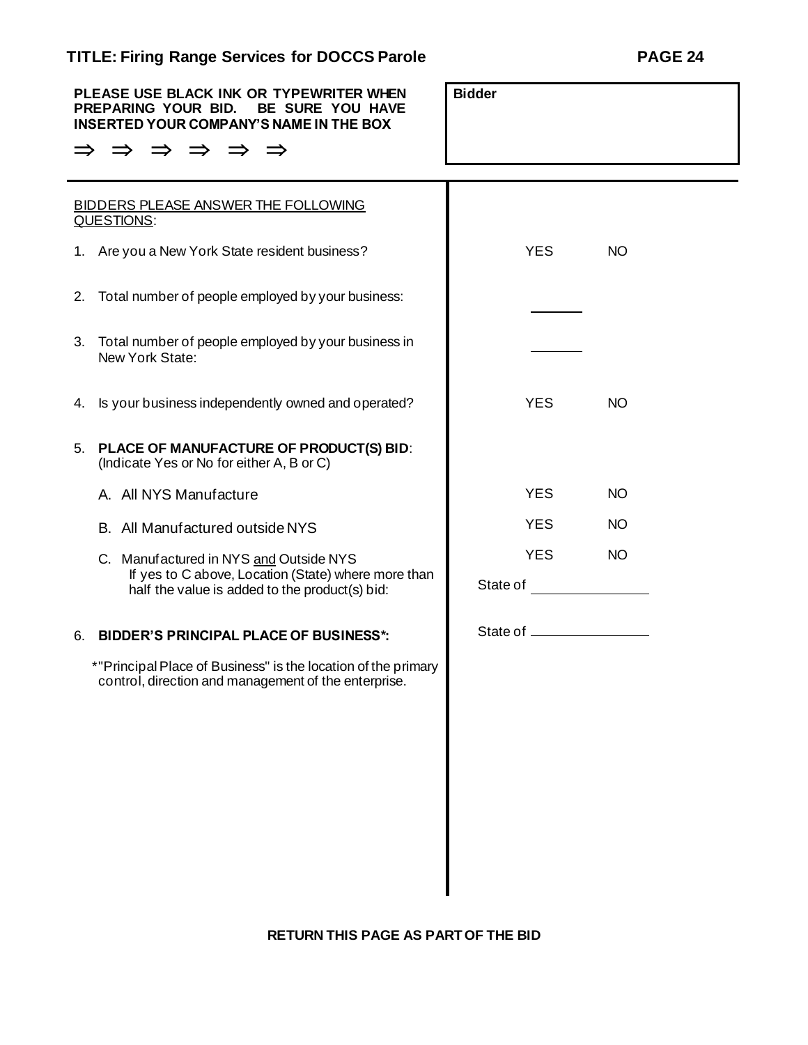**TITLE: Firing Range Services for DOCCS Parole**

**PLEASE USE BLACK INK OR TYPEWRITER WHEN PREPARING YOUR BID. BE SURE YOU HAVE INSERTED YOUR COMPANY'S NAME IN THE BOX**

⇒ ⇒ ⇒ ⇒ ⇒ ⇒

| **Bidder** |
|---|
| |

BIDDERS PLEASE ANSWER THE FOLLOWING QUESTIONS:

| Question | Answer | |
|---|---|---|
| 1. Are you a New York State resident business? | YES | NO |
| 2. Total number of people employed by your business: | ______ | |
| 3. Total number of people employed by your business in New York State: | ______ | |
| 4. Is your business independently owned and operated? | YES | NO |
| 5. **PLACE OF MANUFACTURE OF PRODUCT(S) BID**: (Indicate Yes or No for either A, B or C) | | |
| A. All NYS Manufacture | YES | NO |
| B. All Manufactured outside NYS | YES | NO |
| C. Manufactured in NYS and Outside NYS | YES | NO |
| If yes to C above, Location (State) where more than half the value is added to the product(s) bid: | State of ______________ | |
| 6. **BIDDER'S PRINCIPAL PLACE OF BUSINESS*:** | State of ______________ | |

*"Principal Place of Business" is the location of the primary control, direction and management of the enterprise.

**RETURN THIS PAGE AS PART OF THE BID**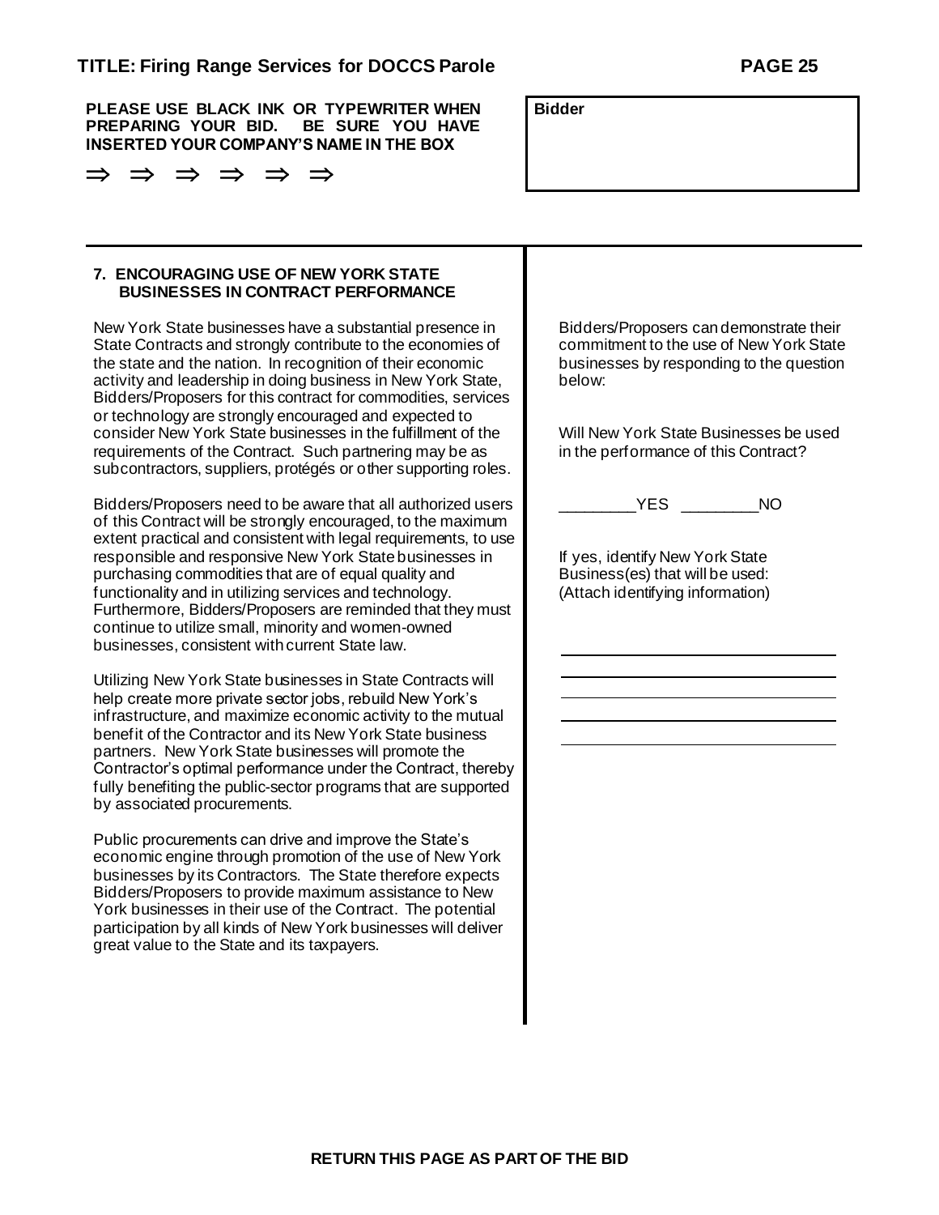**PLEASE USE BLACK INK OR TYPEWRITER WHEN PREPARING YOUR BID. BE SURE YOU HAVE INSERTED YOUR COMPANY'S NAME IN THE BOX**

⇒ ⇒ ⇒ ⇒ ⇒ ⇒

| **Bidder** |
| --- |
| |

### 7. ENCOURAGING USE OF NEW YORK STATE BUSINESSES IN CONTRACT PERFORMANCE

New York State businesses have a substantial presence in State Contracts and strongly contribute to the economies of the state and the nation. In recognition of their economic activity and leadership in doing business in New York State, Bidders/Proposers for this contract for commodities, services or technology are strongly encouraged and expected to consider New York State businesses in the fulfillment of the requirements of the Contract. Such partnering may be as subcontractors, suppliers, protégés or other supporting roles.

Bidders/Proposers need to be aware that all authorized users of this Contract will be strongly encouraged, to the maximum extent practical and consistent with legal requirements, to use responsible and responsive New York State businesses in purchasing commodities that are of equal quality and functionality and in utilizing services and technology. Furthermore, Bidders/Proposers are reminded that they must continue to utilize small, minority and women-owned businesses, consistent with current State law.

Utilizing New York State businesses in State Contracts will help create more private sector jobs, rebuild New York's infrastructure, and maximize economic activity to the mutual benefit of the Contractor and its New York State business partners. New York State businesses will promote the Contractor's optimal performance under the Contract, thereby fully benefiting the public-sector programs that are supported by associated procurements.

Public procurements can drive and improve the State's economic engine through promotion of the use of New York businesses by its Contractors. The State therefore expects Bidders/Proposers to provide maximum assistance to New York businesses in their use of the Contract. The potential participation by all kinds of New York businesses will deliver great value to the State and its taxpayers.

Bidders/Proposers can demonstrate their commitment to the use of New York State businesses by responding to the question below:

Will New York State Businesses be used in the performance of this Contract?

_________YES _________NO

If yes, identify New York State Business(es) that will be used:
(Attach identifying information)

______________________________

______________________________

______________________________

______________________________

______________________________

**RETURN THIS PAGE AS PART OF THE BID**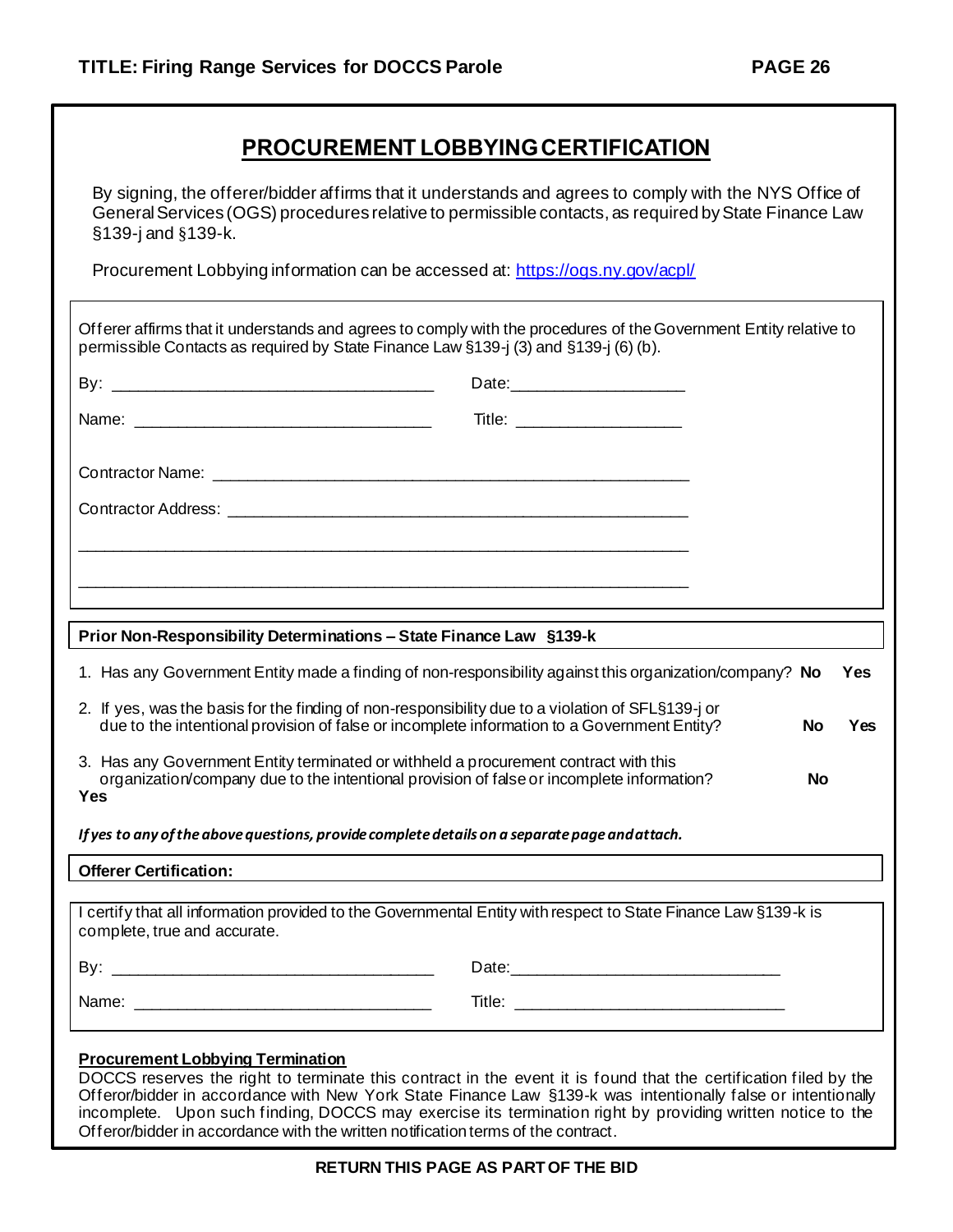# PROCUREMENT LOBBYING CERTIFICATION

By signing, the offerer/bidder affirms that it understands and agrees to comply with the NYS Office of General Services (OGS) procedures relative to permissible contacts, as required by State Finance Law §139-j and §139-k.

Procurement Lobbying information can be accessed at: https://ogs.ny.gov/acpl/

Offerer affirms that it understands and agrees to comply with the procedures of the Government Entity relative to permissible Contacts as required by State Finance Law §139-j (3) and §139-j (6) (b).

By: ________________________________ Date:____________________

Name: ______________________________ Title: ___________________

Contractor Name: ________________________________________________________

Contractor Address: ______________________________________________________

________________________________________________________________________

________________________________________________________________________

**Prior Non-Responsibility Determinations – State Finance Law §139-k**

1. Has any Government Entity made a finding of non-responsibility against this organization/company? **No** **Yes**
2. If yes, was the basis for the finding of non-responsibility due to a violation of SFL§139-j or due to the intentional provision of false or incomplete information to a Government Entity? **No** **Yes**
3. Has any Government Entity terminated or withheld a procurement contract with this organization/company due to the intentional provision of false or incomplete information? **No** **Yes**

***If yes to any of the above questions, provide complete details on a separate page and attach.***

**Offerer Certification:**

I certify that all information provided to the Governmental Entity with respect to State Finance Law §139-k is complete, true and accurate.

By: ________________________________ Date:______________________________

Name: ______________________________ Title: ______________________________

**Procurement Lobbying Termination**

DOCCS reserves the right to terminate this contract in the event it is found that the certification filed by the Offeror/bidder in accordance with New York State Finance Law §139-k was intentionally false or intentionally incomplete. Upon such finding, DOCCS may exercise its termination right by providing written notice to the Offeror/bidder in accordance with the written notification terms of the contract.

**RETURN THIS PAGE AS PART OF THE BID**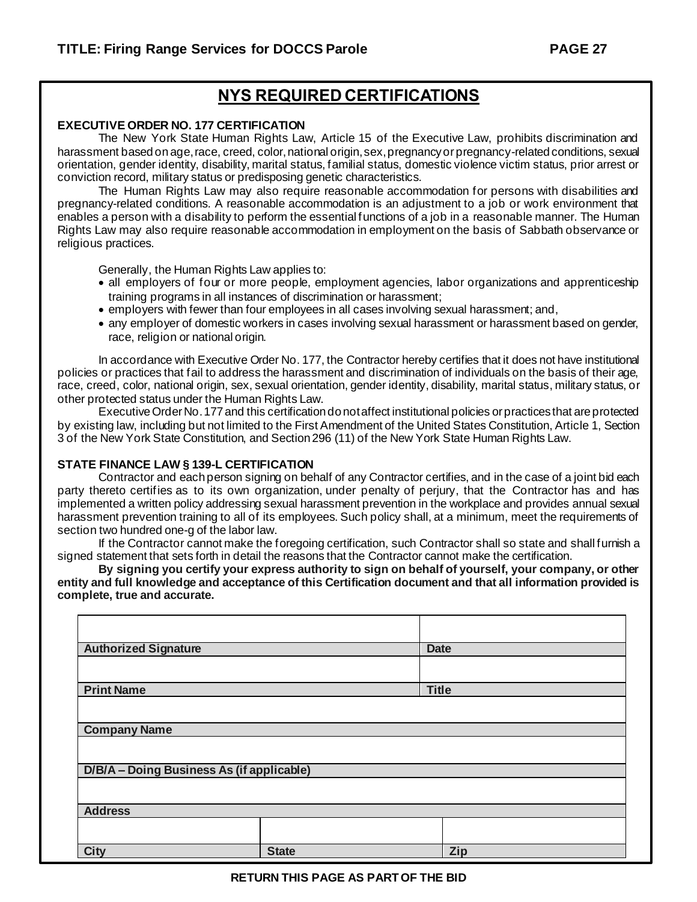## NYS REQUIRED CERTIFICATIONS

**EXECUTIVE ORDER NO. 177 CERTIFICATION**

The New York State Human Rights Law, Article 15 of the Executive Law, prohibits discrimination and harassment based on age, race, creed, color, national origin, sex, pregnancy or pregnancy-related conditions, sexual orientation, gender identity, disability, marital status, familial status, domestic violence victim status, prior arrest or conviction record, military status or predisposing genetic characteristics.

The Human Rights Law may also require reasonable accommodation for persons with disabilities and pregnancy-related conditions. A reasonable accommodation is an adjustment to a job or work environment that enables a person with a disability to perform the essential functions of a job in a reasonable manner. The Human Rights Law may also require reasonable accommodation in employment on the basis of Sabbath observance or religious practices.

Generally, the Human Rights Law applies to:

- all employers of four or more people, employment agencies, labor organizations and apprenticeship training programs in all instances of discrimination or harassment;
- employers with fewer than four employees in all cases involving sexual harassment; and,
- any employer of domestic workers in cases involving sexual harassment or harassment based on gender, race, religion or national origin.

In accordance with Executive Order No. 177, the Contractor hereby certifies that it does not have institutional policies or practices that fail to address the harassment and discrimination of individuals on the basis of their age, race, creed, color, national origin, sex, sexual orientation, gender identity, disability, marital status, military status, or other protected status under the Human Rights Law.

Executive Order No. 177 and this certification do not affect institutional policies or practices that are protected by existing law, including but not limited to the First Amendment of the United States Constitution, Article 1, Section 3 of the New York State Constitution, and Section 296 (11) of the New York State Human Rights Law.

**STATE FINANCE LAW § 139-L CERTIFICATION**

Contractor and each person signing on behalf of any Contractor certifies, and in the case of a joint bid each party thereto certifies as to its own organization, under penalty of perjury, that the Contractor has and has implemented a written policy addressing sexual harassment prevention in the workplace and provides annual sexual harassment prevention training to all of its employees. Such policy shall, at a minimum, meet the requirements of section two hundred one-g of the labor law.

If the Contractor cannot make the foregoing certification, such Contractor shall so state and shall furnish a signed statement that sets forth in detail the reasons that the Contractor cannot make the certification.

**By signing you certify your express authority to sign on behalf of yourself, your company, or other entity and full knowledge and acceptance of this Certification document and that all information provided is complete, true and accurate.**

| | | |
|---|---|---|
| **Authorized Signature** | | **Date** |
| | | |
| **Print Name** | | **Title** |
| | | |
| **Company Name** | | |
| | | |
| **D/B/A – Doing Business As (if applicable)** | | |
| | | |
| **Address** | | |
| | | |
| **City** | **State** | **Zip** |

**RETURN THIS PAGE AS PART OF THE BID**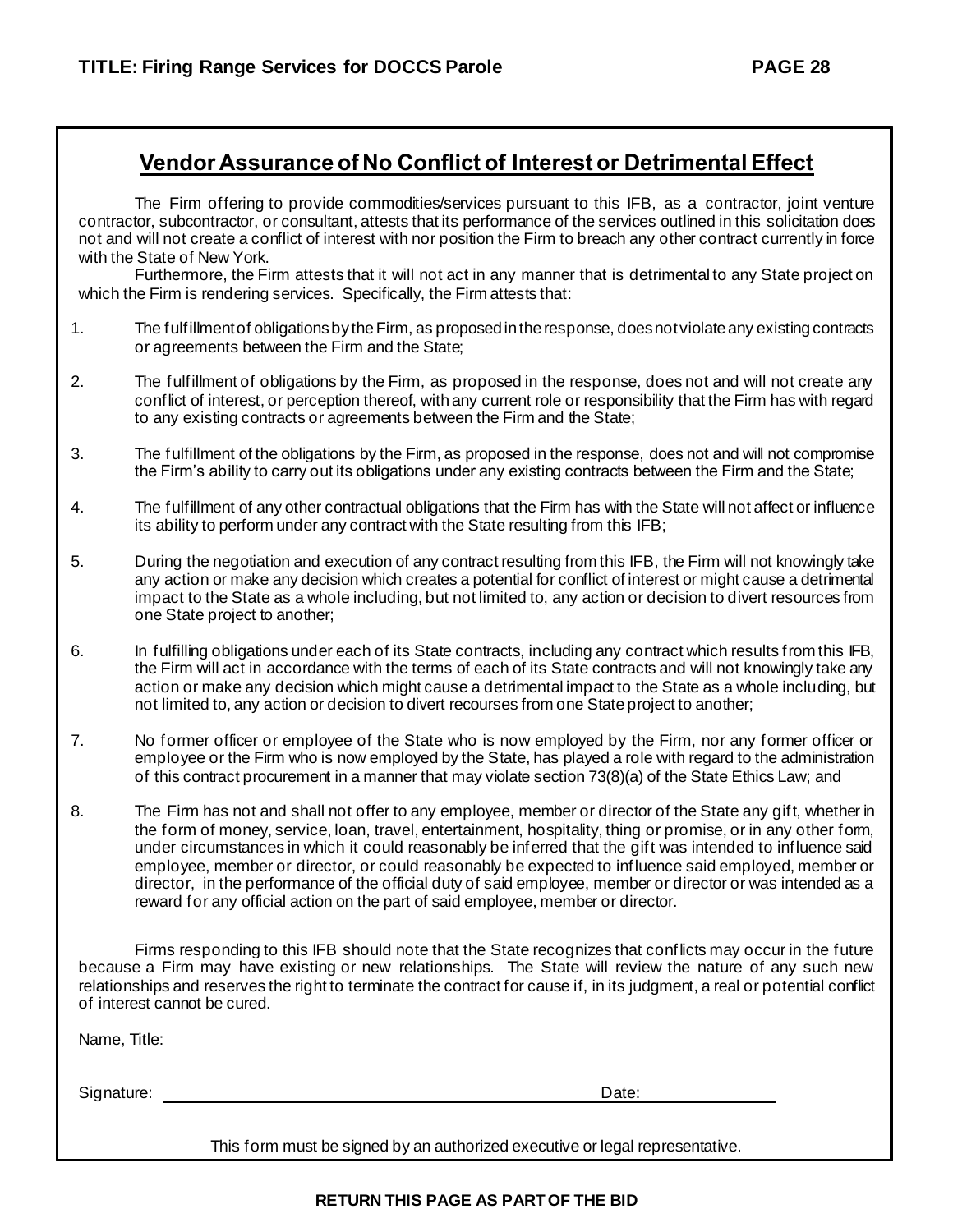## Vendor Assurance of No Conflict of Interest or Detrimental Effect

The Firm offering to provide commodities/services pursuant to this IFB, as a contractor, joint venture contractor, subcontractor, or consultant, attests that its performance of the services outlined in this solicitation does not and will not create a conflict of interest with nor position the Firm to breach any other contract currently in force with the State of New York.

Furthermore, the Firm attests that it will not act in any manner that is detrimental to any State project on which the Firm is rendering services. Specifically, the Firm attests that:

1. The fulfillment of obligations by the Firm, as proposed in the response, does not violate any existing contracts or agreements between the Firm and the State;
2. The fulfillment of obligations by the Firm, as proposed in the response, does not and will not create any conflict of interest, or perception thereof, with any current role or responsibility that the Firm has with regard to any existing contracts or agreements between the Firm and the State;
3. The fulfillment of the obligations by the Firm, as proposed in the response, does not and will not compromise the Firm's ability to carry out its obligations under any existing contracts between the Firm and the State;
4. The fulfillment of any other contractual obligations that the Firm has with the State will not affect or influence its ability to perform under any contract with the State resulting from this IFB;
5. During the negotiation and execution of any contract resulting from this IFB, the Firm will not knowingly take any action or make any decision which creates a potential for conflict of interest or might cause a detrimental impact to the State as a whole including, but not limited to, any action or decision to divert resources from one State project to another;
6. In fulfilling obligations under each of its State contracts, including any contract which results from this IFB, the Firm will act in accordance with the terms of each of its State contracts and will not knowingly take any action or make any decision which might cause a detrimental impact to the State as a whole including, but not limited to, any action or decision to divert recourses from one State project to another;
7. No former officer or employee of the State who is now employed by the Firm, nor any former officer or employee or the Firm who is now employed by the State, has played a role with regard to the administration of this contract procurement in a manner that may violate section 73(8)(a) of the State Ethics Law; and
8. The Firm has not and shall not offer to any employee, member or director of the State any gift, whether in the form of money, service, loan, travel, entertainment, hospitality, thing or promise, or in any other form, under circumstances in which it could reasonably be inferred that the gift was intended to influence said employee, member or director, or could reasonably be expected to influence said employed, member or director, in the performance of the official duty of said employee, member or director or was intended as a reward for any official action on the part of said employee, member or director.

Firms responding to this IFB should note that the State recognizes that conflicts may occur in the future because a Firm may have existing or new relationships. The State will review the nature of any such new relationships and reserves the right to terminate the contract for cause if, in its judgment, a real or potential conflict of interest cannot be cured.

Name, Title: ______________________________________________

Signature: ______________________________ Date: ______________

This form must be signed by an authorized executive or legal representative.

**RETURN THIS PAGE AS PART OF THE BID**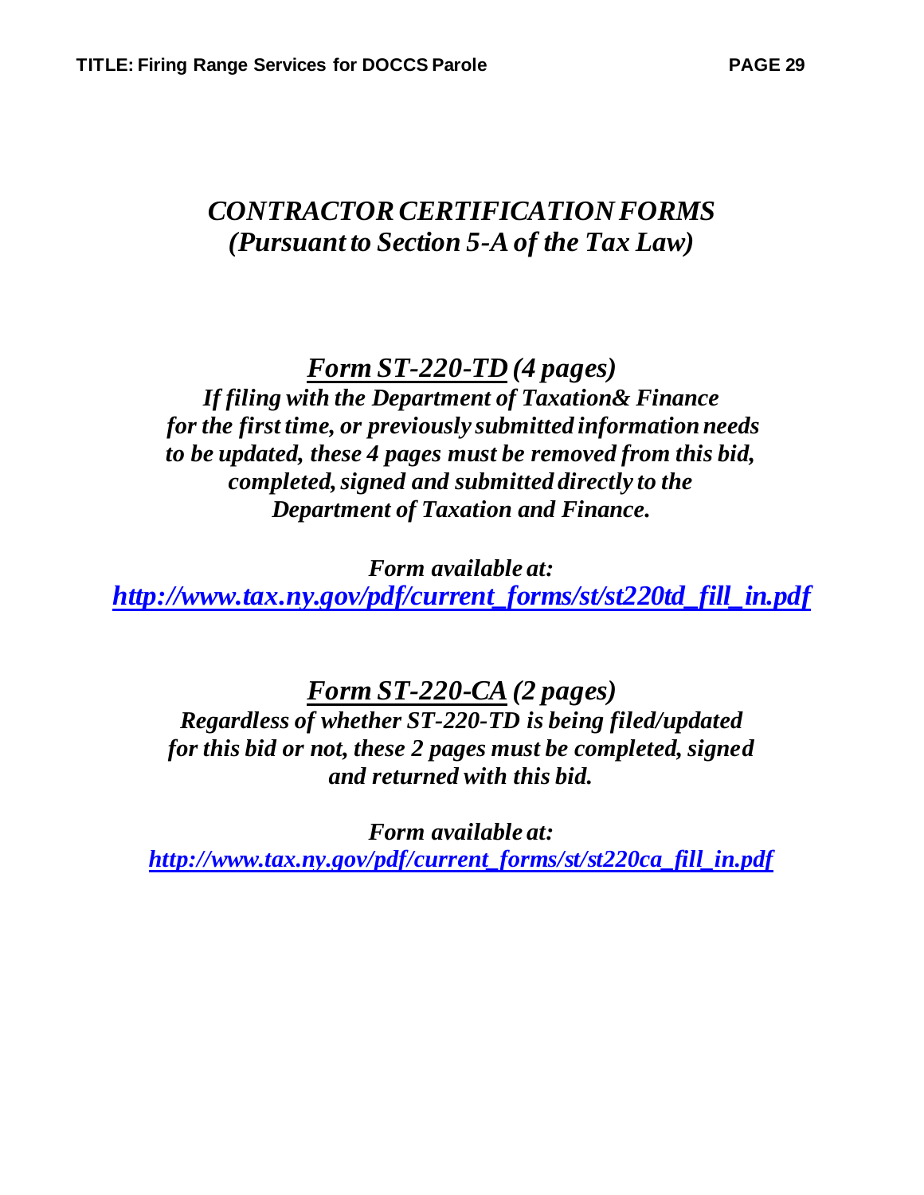# *CONTRACTOR CERTIFICATION FORMS*
# *(Pursuant to Section 5-A of the Tax Law)*

***Form ST-220-TD* (4 pages)**

***If filing with the Department of Taxation& Finance for the first time, or previously submitted information needs to be updated, these 4 pages must be removed from this bid, completed, signed and submitted directly to the Department of Taxation and Finance.***

***Form available at:***
***http://www.tax.ny.gov/pdf/current_forms/st/st220td_fill_in.pdf***

***Form ST-220-CA* (2 pages)**

***Regardless of whether ST-220-TD is being filed/updated for this bid or not, these 2 pages must be completed, signed and returned with this bid.***

***Form available at:***
***http://www.tax.ny.gov/pdf/current_forms/st/st220ca_fill_in.pdf***